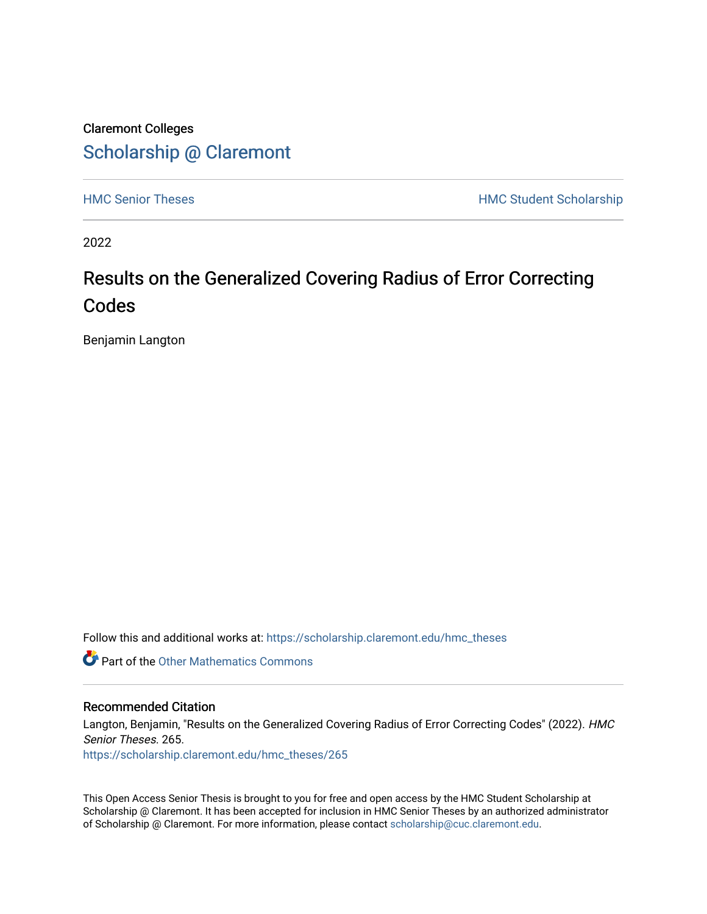Claremont Colleges

## Scholarship @ Claremont

HMC Senior Theses HMC Student Scholarship

2022

# Results on the Generalized Covering Radius of Error Correcting Codes

Benjamin Langton

Follow this and additional works at: https://scholarship.claremont.edu/hmc_theses

Part of the Other Mathematics Commons

### Recommended Citation

Langton, Benjamin, "Results on the Generalized Covering Radius of Error Correcting Codes" (2022). *HMC Senior Theses*. 265.
https://scholarship.claremont.edu/hmc_theses/265

This Open Access Senior Thesis is brought to you for free and open access by the HMC Student Scholarship at Scholarship @ Claremont. It has been accepted for inclusion in HMC Senior Theses by an authorized administrator of Scholarship @ Claremont. For more information, please contact scholarship@cuc.claremont.edu.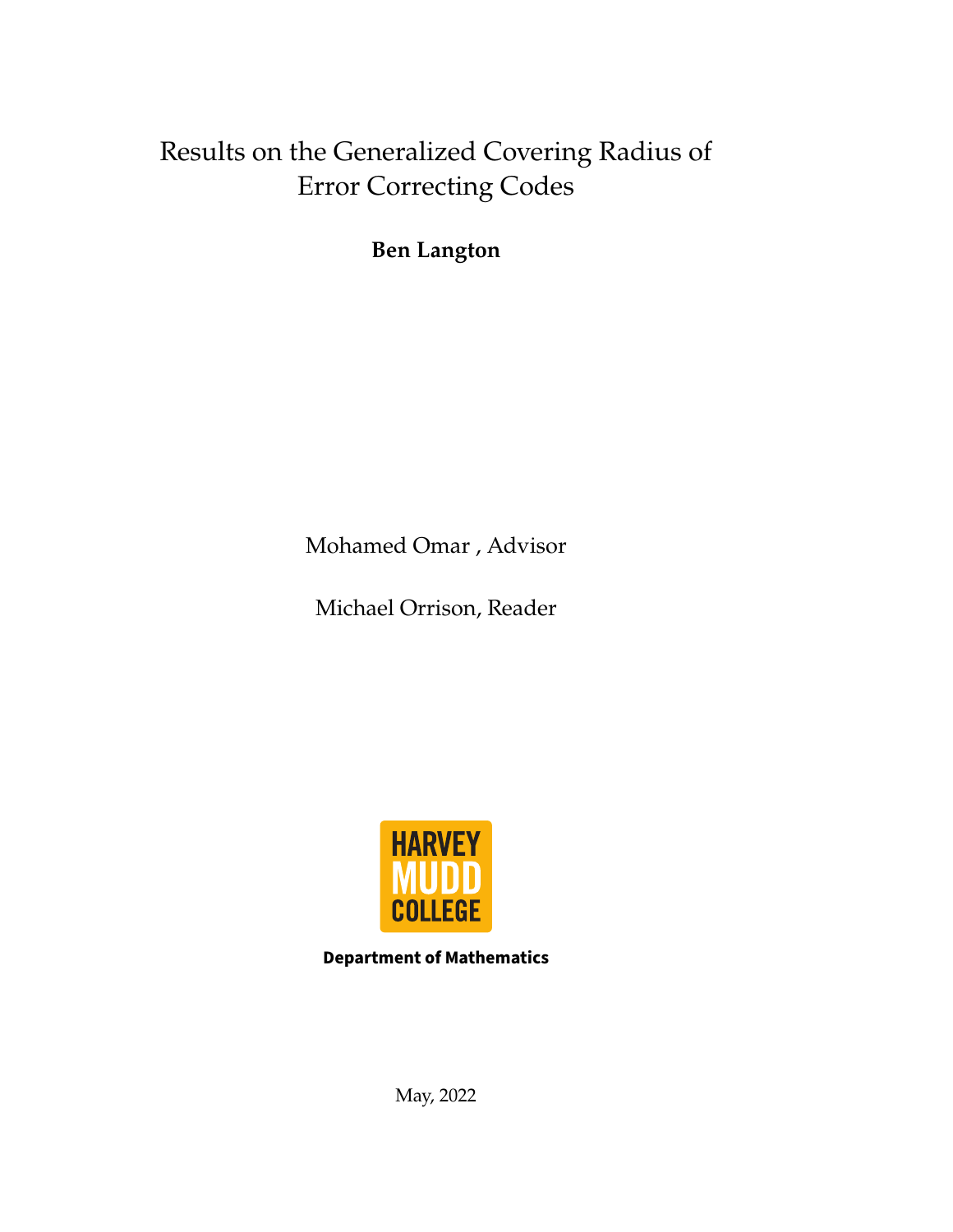# Results on the Generalized Covering Radius of Error Correcting Codes

**Ben Langton**

Mohamed Omar , Advisor

Michael Orrison, Reader

HARVEY MUDD COLLEGE

**Department of Mathematics**

May, 2022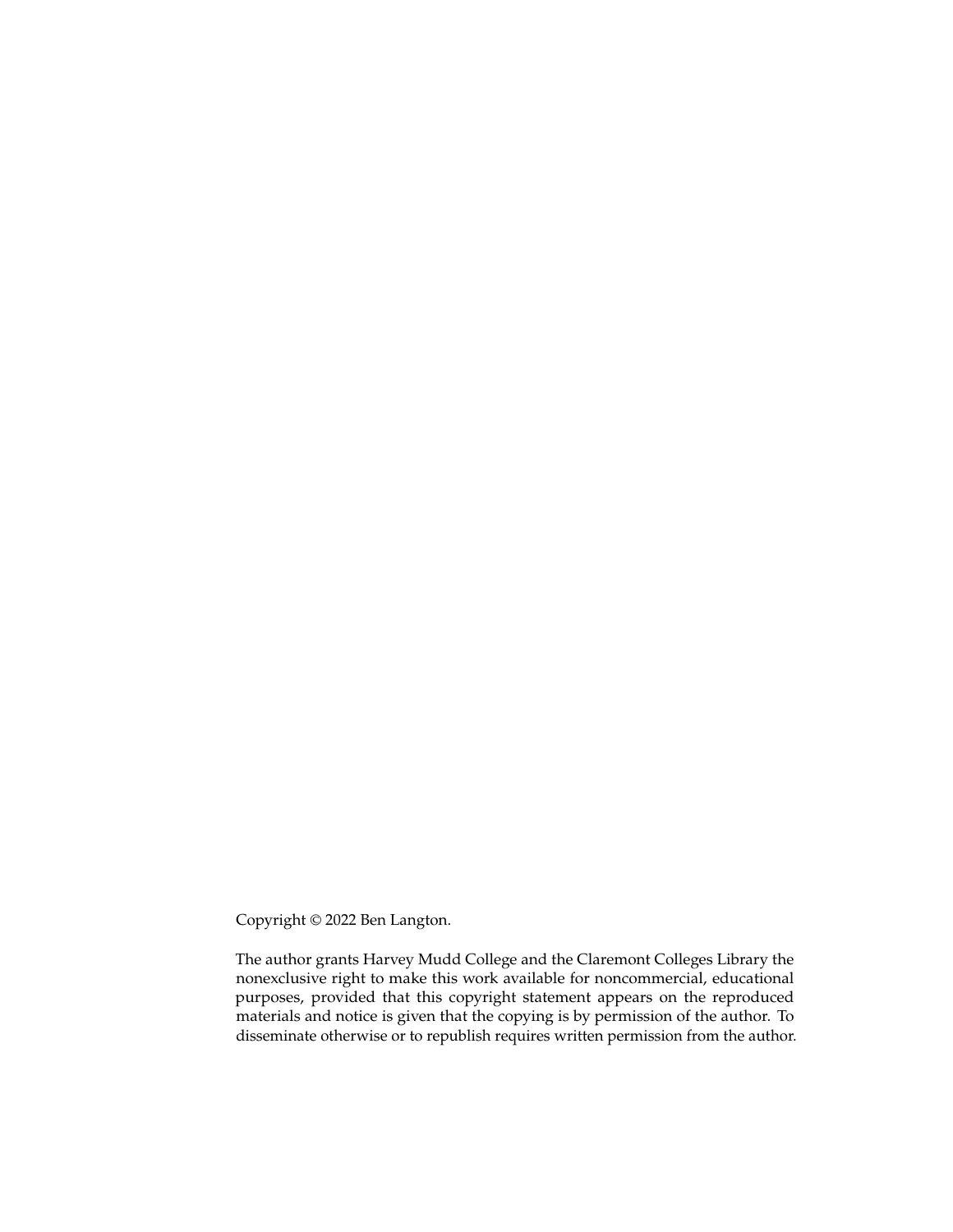Copyright © 2022 Ben Langton.

The author grants Harvey Mudd College and the Claremont Colleges Library the nonexclusive right to make this work available for noncommercial, educational purposes, provided that this copyright statement appears on the reproduced materials and notice is given that the copying is by permission of the author. To disseminate otherwise or to republish requires written permission from the author.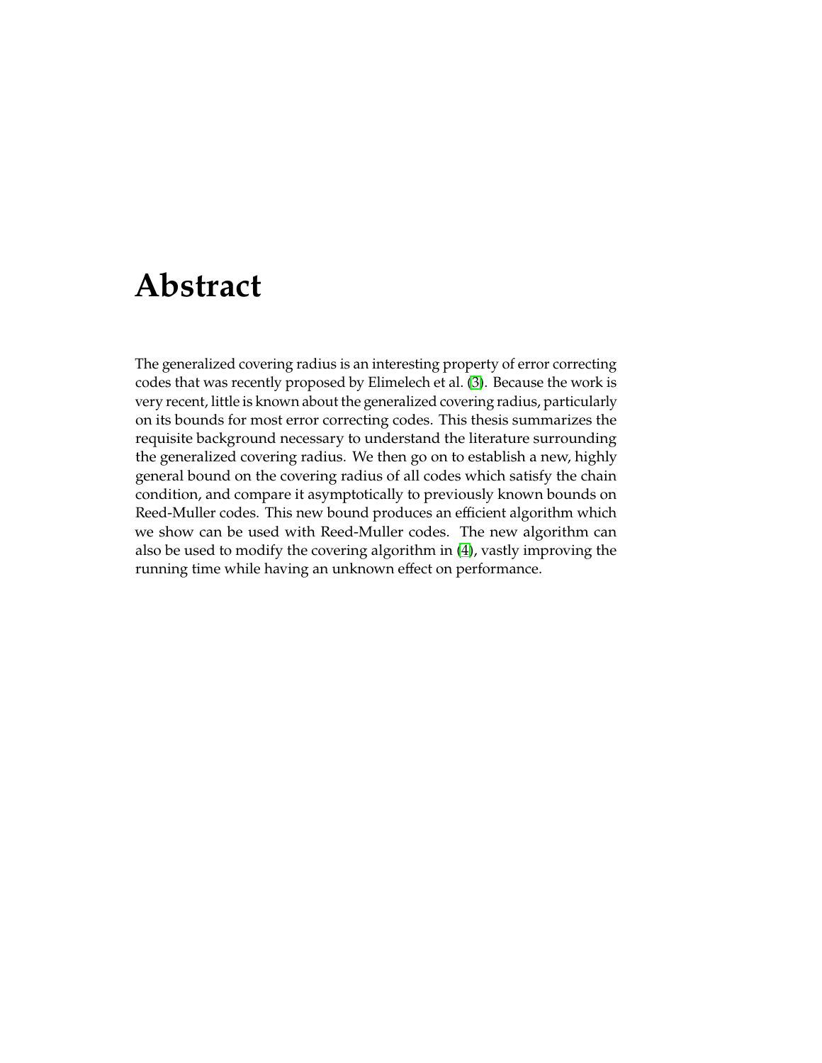# Abstract

The generalized covering radius is an interesting property of error correcting codes that was recently proposed by Elimelech et al. (3). Because the work is very recent, little is known about the generalized covering radius, particularly on its bounds for most error correcting codes. This thesis summarizes the requisite background necessary to understand the literature surrounding the generalized covering radius. We then go on to establish a new, highly general bound on the covering radius of all codes which satisfy the chain condition, and compare it asymptotically to previously known bounds on Reed-Muller codes. This new bound produces an efficient algorithm which we show can be used with Reed-Muller codes. The new algorithm can also be used to modify the covering algorithm in (4), vastly improving the running time while having an unknown effect on performance.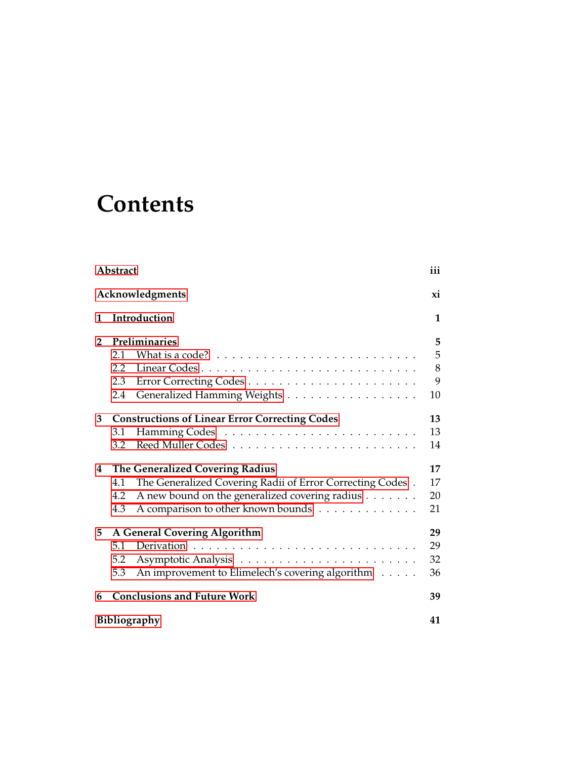# Contents

| | |
|---|---|
| **Abstract** | **iii** |
| **Acknowledgments** | **xi** |
| **1 Introduction** | **1** |
| **2 Preliminaries** | **5** |
| 2.1 What is a code? | 5 |
| 2.2 Linear Codes | 8 |
| 2.3 Error Correcting Codes | 9 |
| 2.4 Generalized Hamming Weights | 10 |
| **3 Constructions of Linear Error Correcting Codes** | **13** |
| 3.1 Hamming Codes | 13 |
| 3.2 Reed Muller Codes | 14 |
| **4 The Generalized Covering Radius** | **17** |
| 4.1 The Generalized Covering Radii of Error Correcting Codes | 17 |
| 4.2 A new bound on the generalized covering radius | 20 |
| 4.3 A comparison to other known bounds | 21 |
| **5 A General Covering Algorithm** | **29** |
| 5.1 Derivation | 29 |
| 5.2 Asymptotic Analysis | 32 |
| 5.3 An improvement to Elimelech's covering algorithm | 36 |
| **6 Conclusions and Future Work** | **39** |
| **Bibliography** | **41** |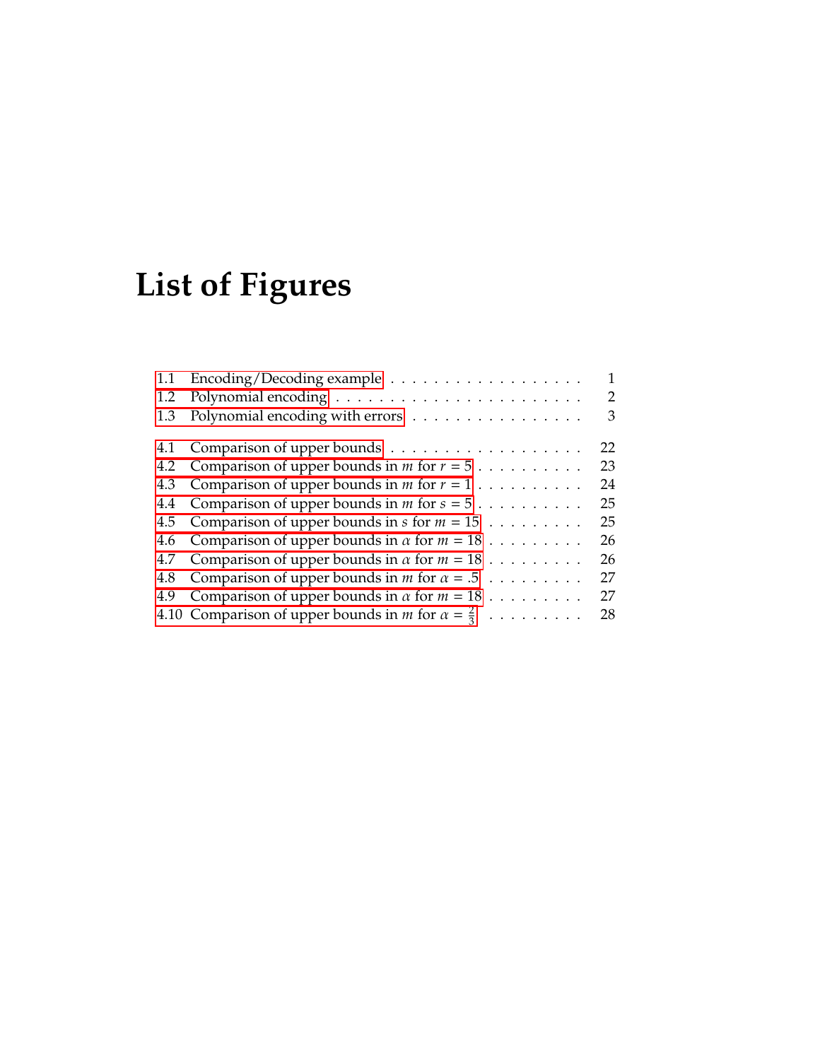# List of Figures

1.1 Encoding/Decoding example . . . . . . . . . . . . . . . . . . . 1
1.2 Polynomial encoding . . . . . . . . . . . . . . . . . . . . . . . 2
1.3 Polynomial encoding with errors . . . . . . . . . . . . . . . . . 3

4.1 Comparison of upper bounds . . . . . . . . . . . . . . . . . . . 22
4.2 Comparison of upper bounds in $m$ for $r = 5$ . . . . . . . . . . 23
4.3 Comparison of upper bounds in $m$ for $r = 1$ . . . . . . . . . . 24
4.4 Comparison of upper bounds in $m$ for $s = 5$ . . . . . . . . . . 25
4.5 Comparison of upper bounds in $s$ for $m = 15$ . . . . . . . . . . 25
4.6 Comparison of upper bounds in $\alpha$ for $m = 18$ . . . . . . . . . 26
4.7 Comparison of upper bounds in $\alpha$ for $m = 18$ . . . . . . . . . 26
4.8 Comparison of upper bounds in $m$ for $\alpha = .5$ . . . . . . . . . 27
4.9 Comparison of upper bounds in $\alpha$ for $m = 18$ . . . . . . . . . 27
4.10 Comparison of upper bounds in $m$ for $\alpha = \frac{2}{3}$ . . . . . . . . . 28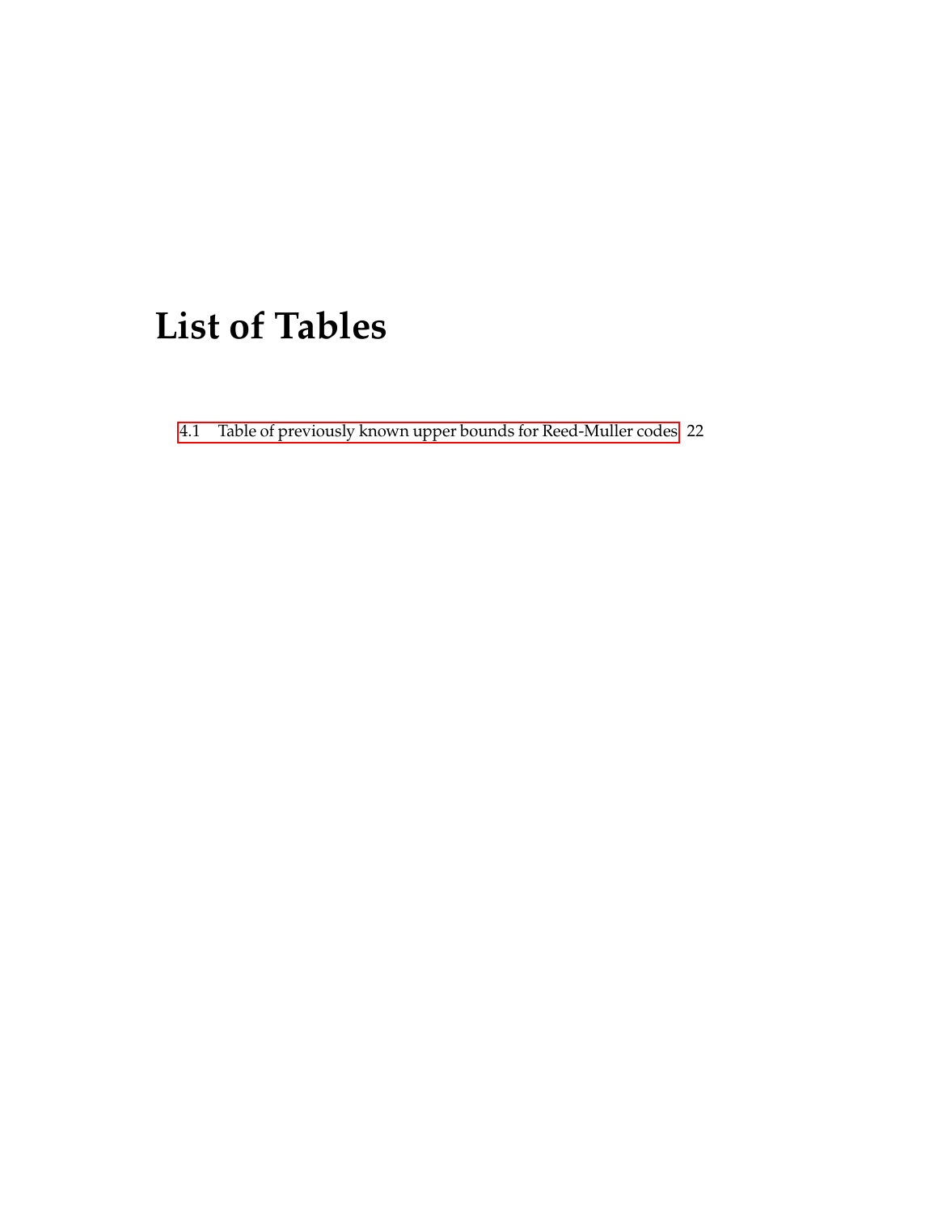# List of Tables

4.1 Table of previously known upper bounds for Reed-Muller codes 22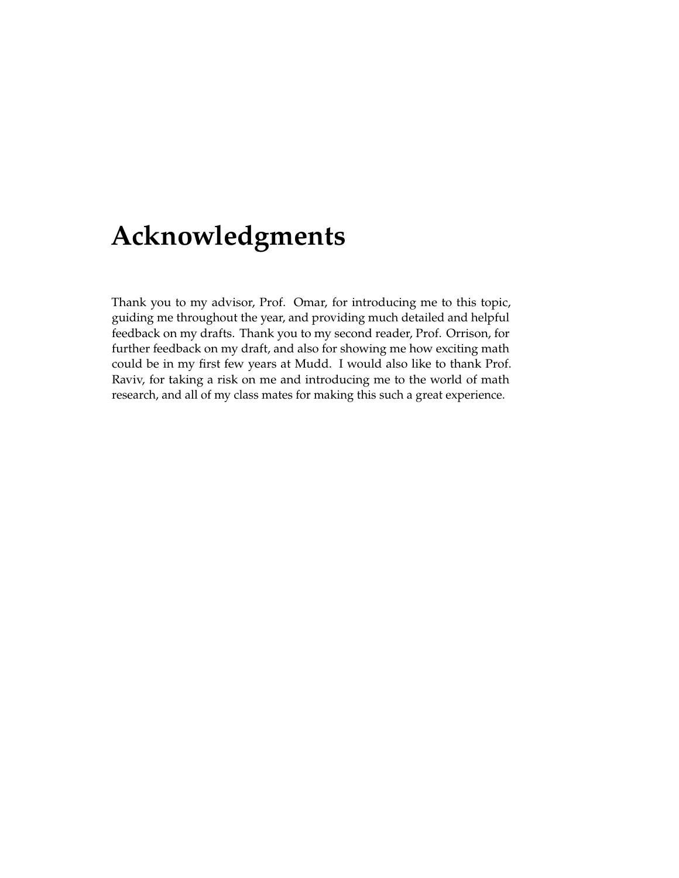# Acknowledgments

Thank you to my advisor, Prof. Omar, for introducing me to this topic, guiding me throughout the year, and providing much detailed and helpful feedback on my drafts. Thank you to my second reader, Prof. Orrison, for further feedback on my draft, and also for showing me how exciting math could be in my first few years at Mudd. I would also like to thank Prof. Raviv, for taking a risk on me and introducing me to the world of math research, and all of my class mates for making this such a great experience.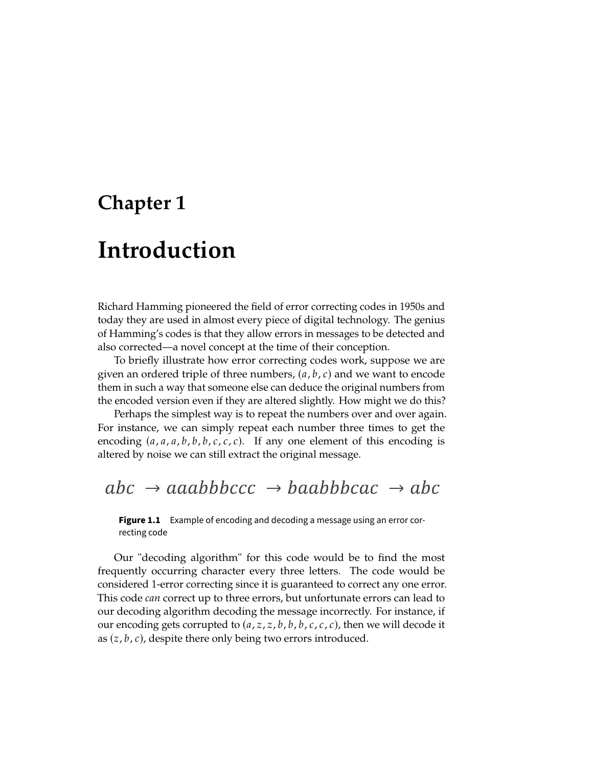# Chapter 1

# Introduction

Richard Hamming pioneered the field of error correcting codes in 1950s and today they are used in almost every piece of digital technology. The genius of Hamming's codes is that they allow errors in messages to be detected and also corrected—a novel concept at the time of their conception.

To briefly illustrate how error correcting codes work, suppose we are given an ordered triple of three numbers, $(a, b, c)$ and we want to encode them in such a way that someone else can deduce the original numbers from the encoded version even if they are altered slightly. How might we do this?

Perhaps the simplest way is to repeat the numbers over and over again. For instance, we can simply repeat each number three times to get the encoding $(a, a, a, b, b, b, c, c, c)$. If any one element of this encoding is altered by noise we can still extract the original message.

$$abc \rightarrow aaabbbccc \rightarrow baabbbcac \rightarrow abc$$

**Figure 1.1** Example of encoding and decoding a message using an error correcting code

Our "decoding algorithm" for this code would be to find the most frequently occurring character every three letters. The code would be considered 1-error correcting since it is guaranteed to correct any one error. This code *can* correct up to three errors, but unfortunate errors can lead to our decoding algorithm decoding the message incorrectly. For instance, if our encoding gets corrupted to $(a, z, z, b, b, b, c, c, c)$, then we will decode it as $(z, b, c)$, despite there only being two errors introduced.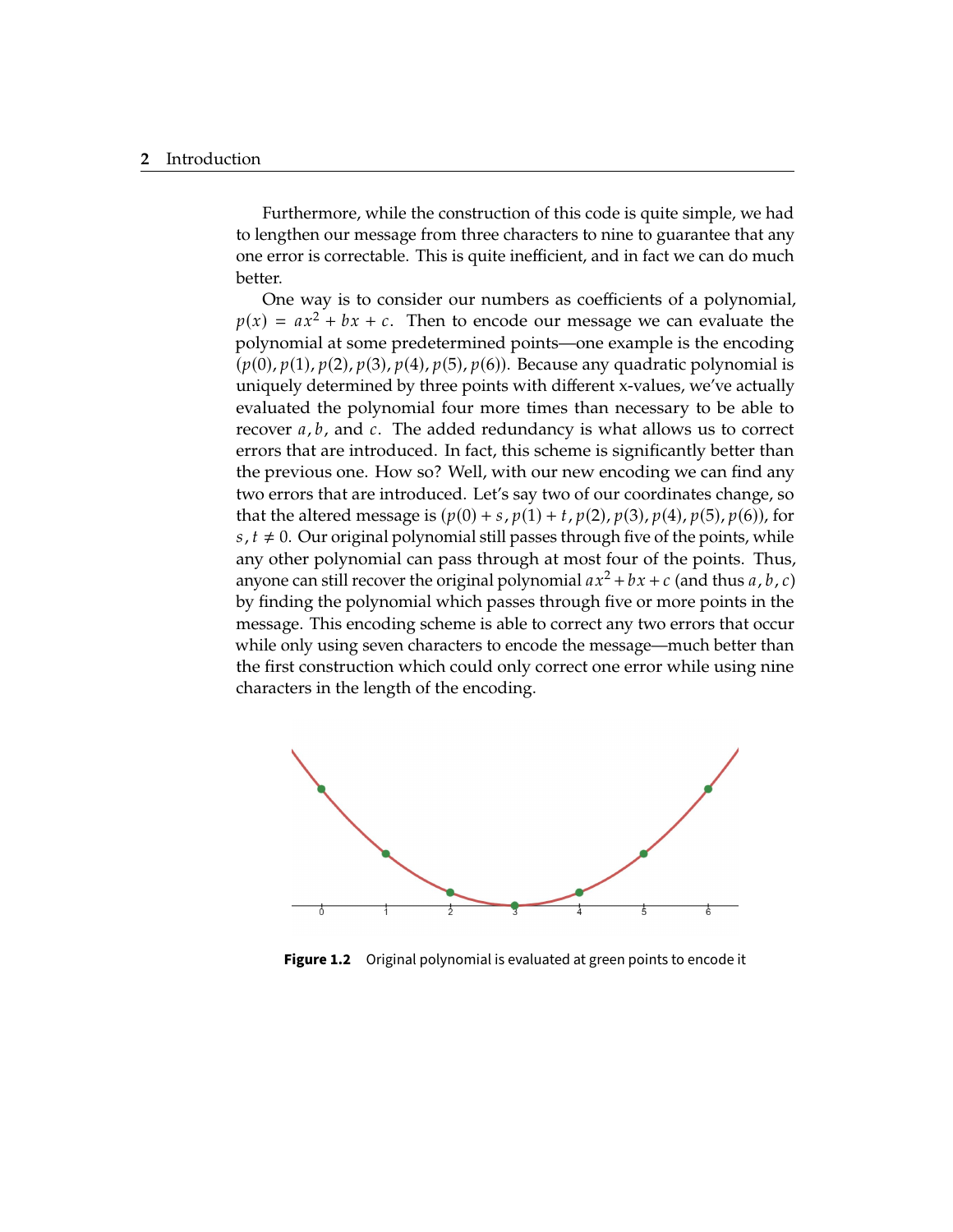Furthermore, while the construction of this code is quite simple, we had to lengthen our message from three characters to nine to guarantee that any one error is correctable. This is quite inefficient, and in fact we can do much better.

One way is to consider our numbers as coefficients of a polynomial, $p(x) = ax^2 + bx + c$. Then to encode our message we can evaluate the polynomial at some predetermined points—one example is the encoding $(p(0), p(1), p(2), p(3), p(4), p(5), p(6))$. Because any quadratic polynomial is uniquely determined by three points with different x-values, we've actually evaluated the polynomial four more times than necessary to be able to recover $a, b$, and $c$. The added redundancy is what allows us to correct errors that are introduced. In fact, this scheme is significantly better than the previous one. How so? Well, with our new encoding we can find any two errors that are introduced. Let's say two of our coordinates change, so that the altered message is $(p(0) + s, p(1) + t, p(2), p(3), p(4), p(5), p(6))$, for $s, t \neq 0$. Our original polynomial still passes through five of the points, while any other polynomial can pass through at most four of the points. Thus, anyone can still recover the original polynomial $ax^2 + bx + c$ (and thus $a, b, c$) by finding the polynomial which passes through five or more points in the message. This encoding scheme is able to correct any two errors that occur while only using seven characters to encode the message—much better than the first construction which could only correct one error while using nine characters in the length of the encoding.

0
1
2
3
4
5
6

**Figure 1.2** Original polynomial is evaluated at green points to encode it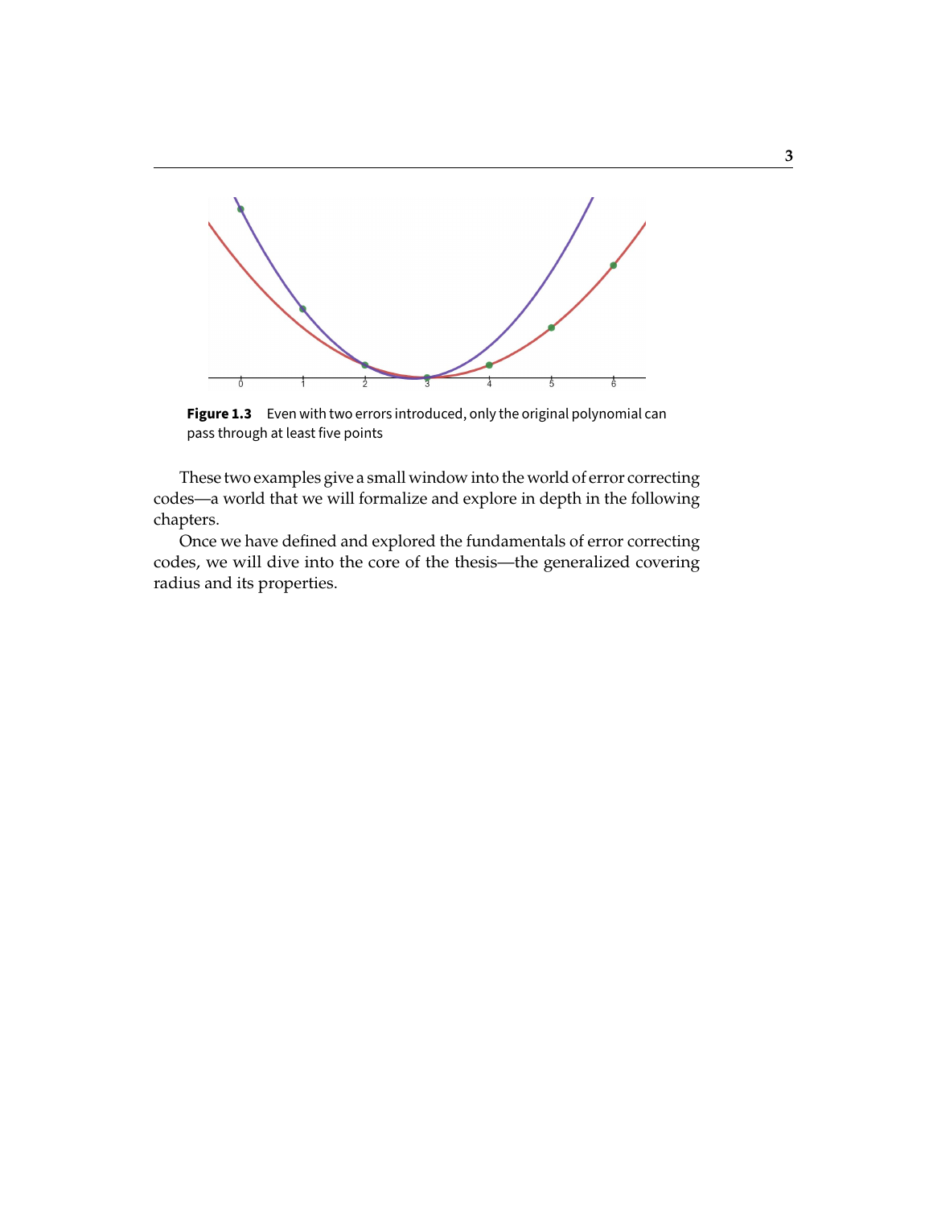0
1
2
3
4
5
6

**Figure 1.3** Even with two errors introduced, only the original polynomial can pass through at least five points

These two examples give a small window into the world of error correcting codes—a world that we will formalize and explore in depth in the following chapters.

Once we have defined and explored the fundamentals of error correcting codes, we will dive into the core of the thesis—the generalized covering radius and its properties.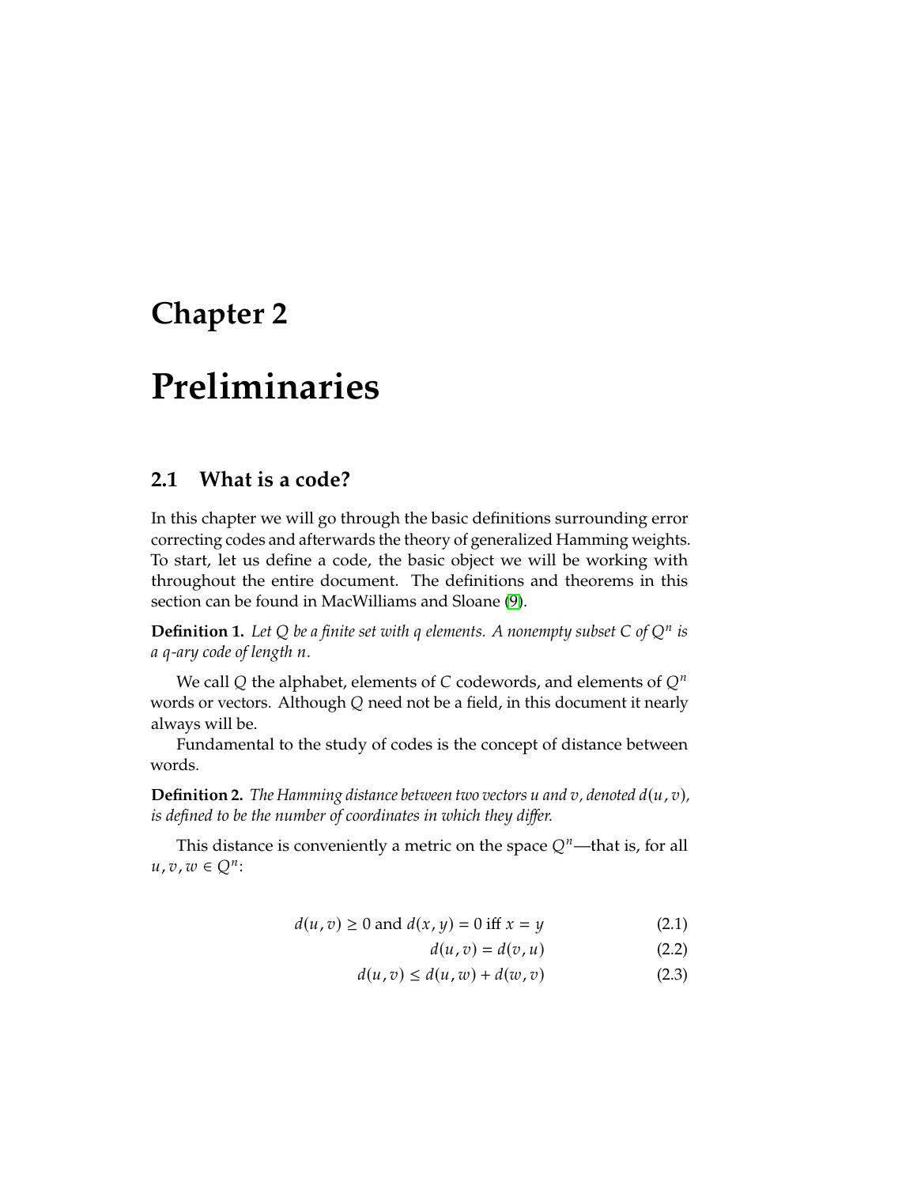# Chapter 2

# Preliminaries

## 2.1 What is a code?

In this chapter we will go through the basic definitions surrounding error correcting codes and afterwards the theory of generalized Hamming weights. To start, let us define a code, the basic object we will be working with throughout the entire document. The definitions and theorems in this section can be found in MacWilliams and Sloane (9).

**Definition 1.** *Let $Q$ be a finite set with $q$ elements. A nonempty subset $C$ of $Q^n$ is a $q$-ary code of length $n$.*

We call $Q$ the alphabet, elements of $C$ codewords, and elements of $Q^n$ words or vectors. Although $Q$ need not be a field, in this document it nearly always will be.

Fundamental to the study of codes is the concept of distance between words.

**Definition 2.** *The Hamming distance between two vectors $u$ and $v$, denoted $d(u, v)$, is defined to be the number of coordinates in which they differ.*

This distance is conveniently a metric on the space $Q^n$—that is, for all $u, v, w \in Q^n$:

$$d(u, v) \geq 0 \text{ and } d(x, y) = 0 \text{ iff } x = y \tag{2.1}$$

$$d(u, v) = d(v, u) \tag{2.2}$$

$$d(u, v) \leq d(u, w) + d(w, v) \tag{2.3}$$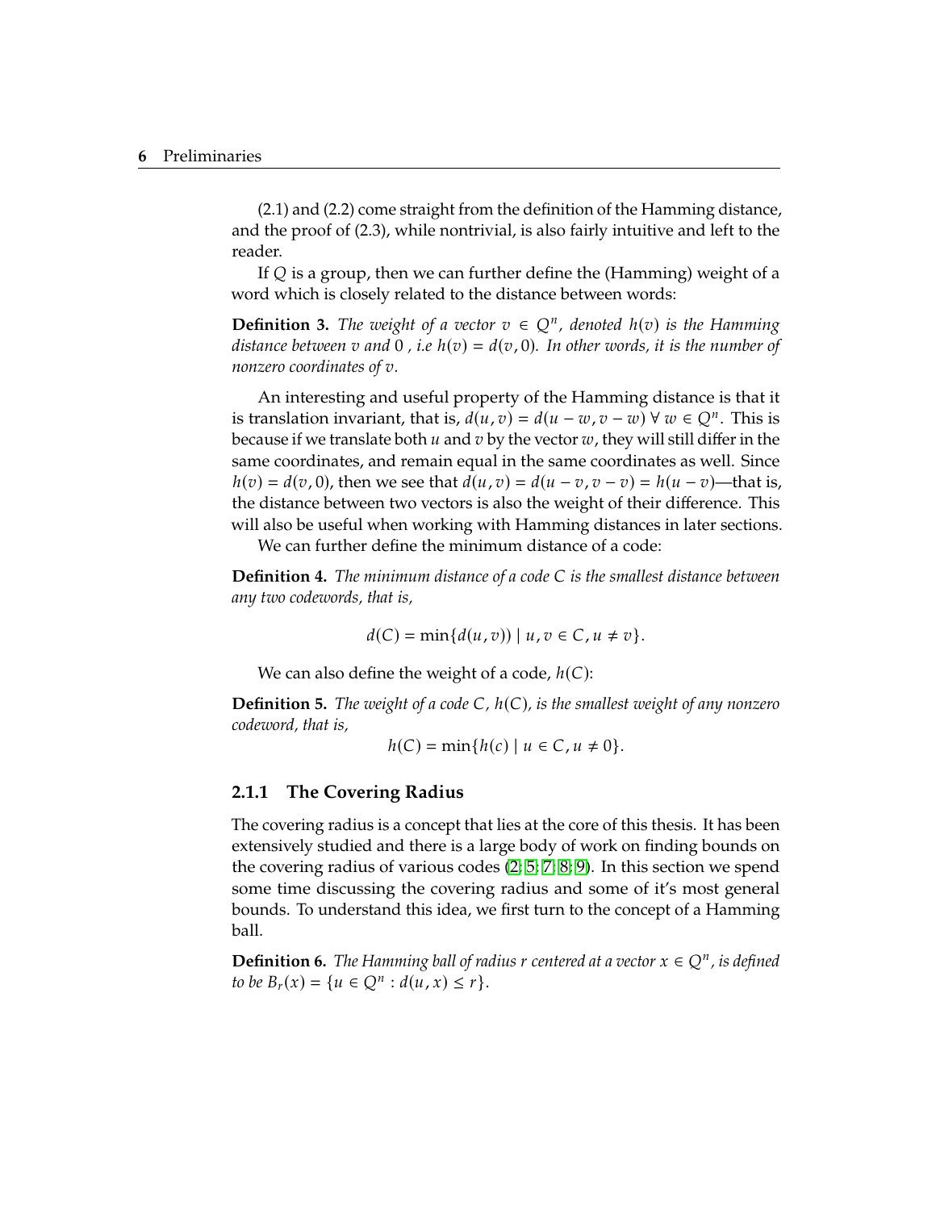(2.1) and (2.2) come straight from the definition of the Hamming distance, and the proof of (2.3), while nontrivial, is also fairly intuitive and left to the reader.

If $Q$ is a group, then we can further define the (Hamming) weight of a word which is closely related to the distance between words:

**Definition 3.** *The weight of a vector $v \in Q^n$, denoted $h(v)$ is the Hamming distance between $v$ and $0$ , i.e $h(v) = d(v, 0)$. In other words, it is the number of nonzero coordinates of $v$.*

An interesting and useful property of the Hamming distance is that it is translation invariant, that is, $d(u, v) = d(u - w, v - w) \; \forall \; w \in Q^n$. This is because if we translate both $u$ and $v$ by the vector $w$, they will still differ in the same coordinates, and remain equal in the same coordinates as well. Since $h(v) = d(v, 0)$, then we see that $d(u, v) = d(u - v, v - v) = h(u - v)$—that is, the distance between two vectors is also the weight of their difference. This will also be useful when working with Hamming distances in later sections.

We can further define the minimum distance of a code:

**Definition 4.** *The minimum distance of a code $C$ is the smallest distance between any two codewords, that is,*

$$d(C) = \min\{d(u, v)) \mid u, v \in C, u \neq v\}.$$

We can also define the weight of a code, $h(C)$:

**Definition 5.** *The weight of a code $C$, $h(C)$, is the smallest weight of any nonzero codeword, that is,*

$$h(C) = \min\{h(c) \mid u \in C, u \neq 0\}.$$

### 2.1.1 The Covering Radius

The covering radius is a concept that lies at the core of this thesis. It has been extensively studied and there is a large body of work on finding bounds on the covering radius of various codes (2; 5; 7; 8; 9). In this section we spend some time discussing the covering radius and some of it's most general bounds. To understand this idea, we first turn to the concept of a Hamming ball.

**Definition 6.** *The Hamming ball of radius $r$ centered at a vector $x \in Q^n$, is defined to be $B_r(x) = \{u \in Q^n : d(u, x) \leq r\}$.*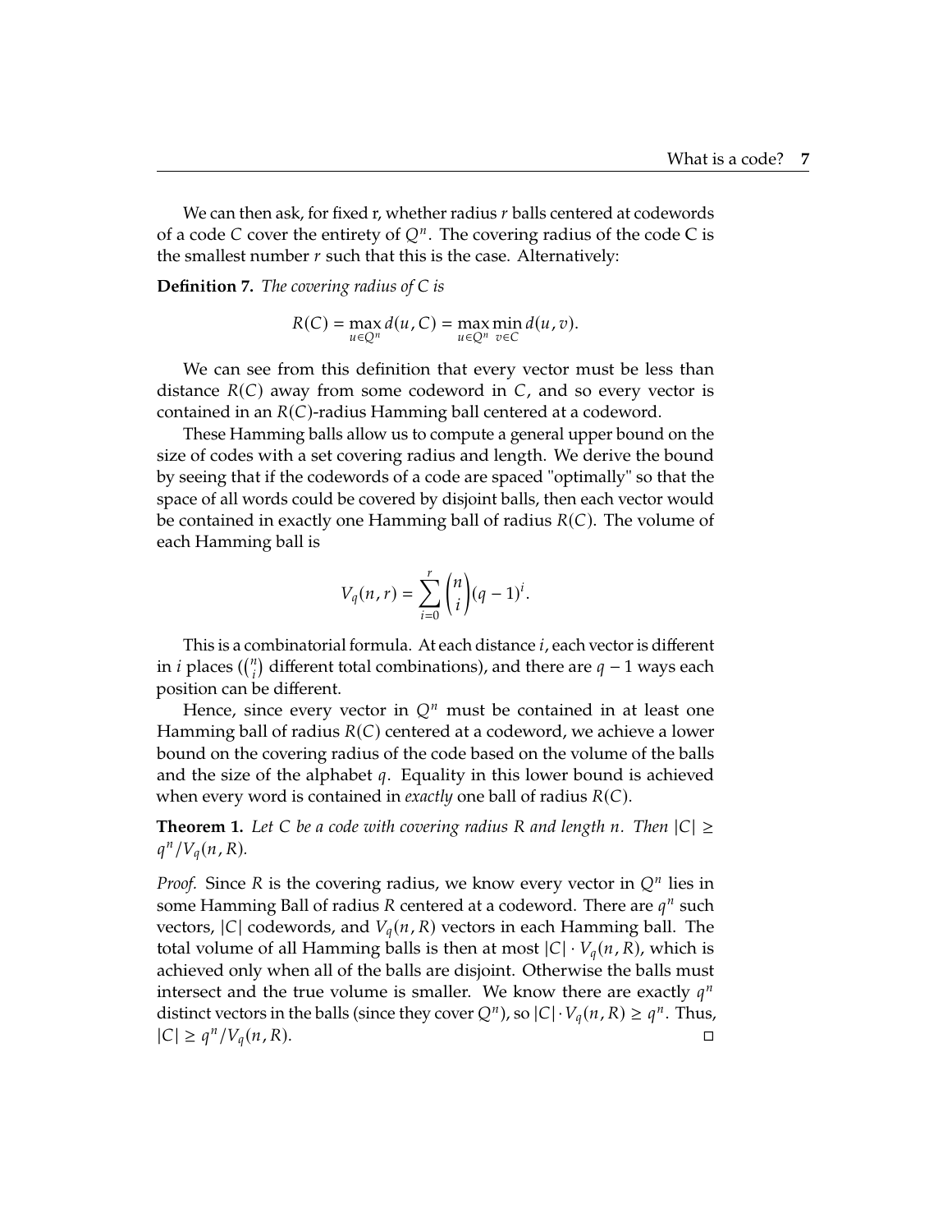We can then ask, for fixed r, whether radius $r$ balls centered at codewords of a code $C$ cover the entirety of $Q^n$. The covering radius of the code C is the smallest number $r$ such that this is the case. Alternatively:

**Definition 7.** *The covering radius of $C$ is*

$$R(C) = \max_{u \in Q^n} d(u, C) = \max_{u \in Q^n} \min_{v \in C} d(u, v).$$

We can see from this definition that every vector must be less than distance $R(C)$ away from some codeword in $C$, and so every vector is contained in an $R(C)$-radius Hamming ball centered at a codeword.

These Hamming balls allow us to compute a general upper bound on the size of codes with a set covering radius and length. We derive the bound by seeing that if the codewords of a code are spaced "optimally" so that the space of all words could be covered by disjoint balls, then each vector would be contained in exactly one Hamming ball of radius $R(C)$. The volume of each Hamming ball is

$$V_q(n, r) = \sum_{i=0}^{r} \binom{n}{i} (q-1)^i.$$

This is a combinatorial formula. At each distance $i$, each vector is different in $i$ places ($\binom{n}{i}$ different total combinations), and there are $q-1$ ways each position can be different.

Hence, since every vector in $Q^n$ must be contained in at least one Hamming ball of radius $R(C)$ centered at a codeword, we achieve a lower bound on the covering radius of the code based on the volume of the balls and the size of the alphabet $q$. Equality in this lower bound is achieved when every word is contained in *exactly* one ball of radius $R(C)$.

**Theorem 1.** *Let $C$ be a code with covering radius $R$ and length $n$. Then $|C| \geq q^n / V_q(n, R)$.*

*Proof.* Since $R$ is the covering radius, we know every vector in $Q^n$ lies in some Hamming Ball of radius $R$ centered at a codeword. There are $q^n$ such vectors, $|C|$ codewords, and $V_q(n, R)$ vectors in each Hamming ball. The total volume of all Hamming balls is then at most $|C| \cdot V_q(n, R)$, which is achieved only when all of the balls are disjoint. Otherwise the balls must intersect and the true volume is smaller. We know there are exactly $q^n$ distinct vectors in the balls (since they cover $Q^n$), so $|C| \cdot V_q(n, R) \geq q^n$. Thus, $|C| \geq q^n / V_q(n, R)$. □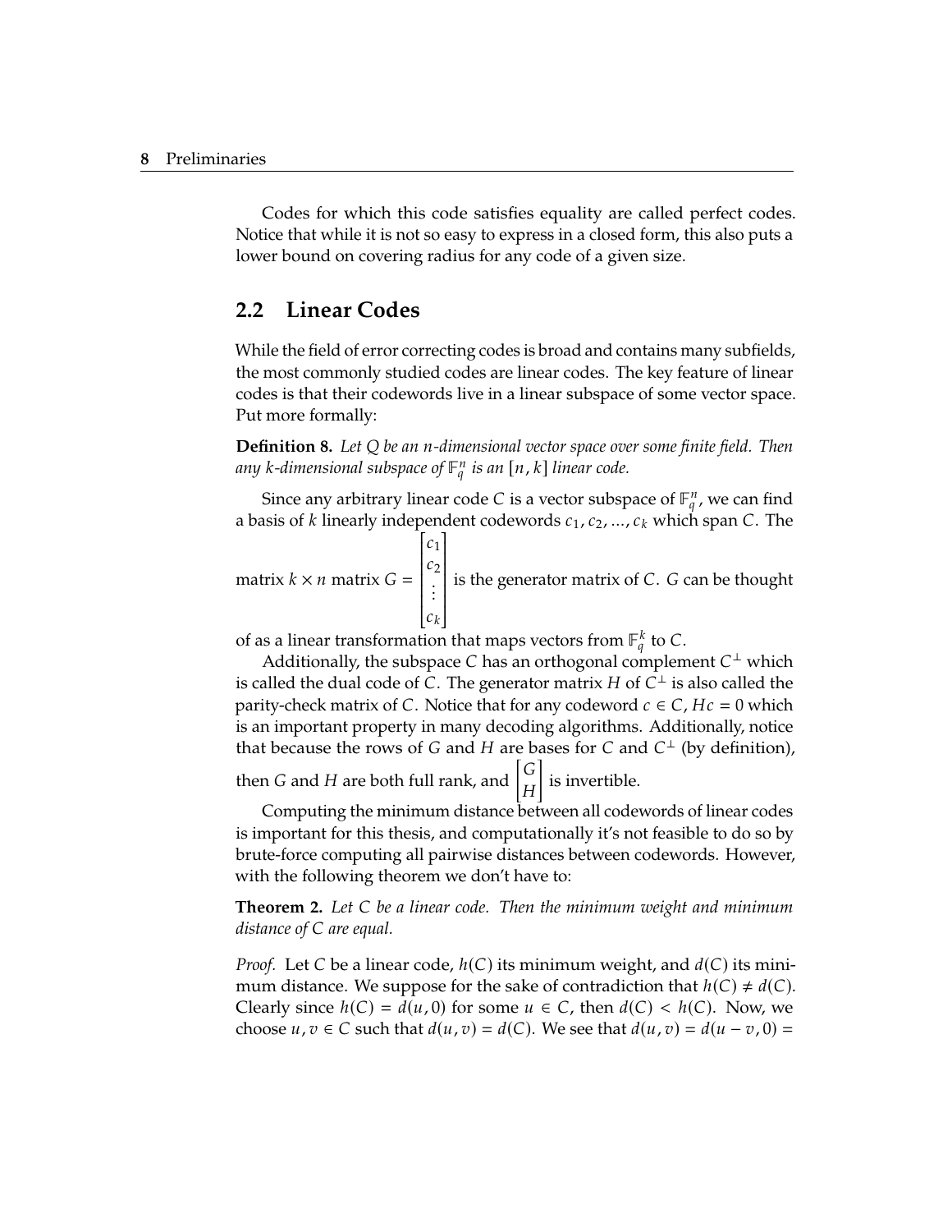Codes for which this code satisfies equality are called perfect codes. Notice that while it is not so easy to express in a closed form, this also puts a lower bound on covering radius for any code of a given size.

## 2.2 Linear Codes

While the field of error correcting codes is broad and contains many subfields, the most commonly studied codes are linear codes. The key feature of linear codes is that their codewords live in a linear subspace of some vector space. Put more formally:

**Definition 8.** *Let $Q$ be an $n$-dimensional vector space over some finite field. Then any $k$-dimensional subspace of $\mathbb{F}_q^n$ is an $[n, k]$ linear code.*

Since any arbitrary linear code $C$ is a vector subspace of $\mathbb{F}_q^n$, we can find a basis of $k$ linearly independent codewords $c_1, c_2, ..., c_k$ which span $C$. The matrix $k \times n$ matrix $G = \begin{bmatrix} c_1 \\ c_2 \\ \vdots \\ c_k \end{bmatrix}$ is the generator matrix of $C$. $G$ can be thought of as a linear transformation that maps vectors from $\mathbb{F}_q^k$ to $C$.

Additionally, the subspace $C$ has an orthogonal complement $C^\perp$ which is called the dual code of $C$. The generator matrix $H$ of $C^\perp$ is also called the parity-check matrix of $C$. Notice that for any codeword $c \in C$, $Hc = 0$ which is an important property in many decoding algorithms. Additionally, notice that because the rows of $G$ and $H$ are bases for $C$ and $C^\perp$ (by definition), then $G$ and $H$ are both full rank, and $\begin{bmatrix} G \\ H \end{bmatrix}$ is invertible.

Computing the minimum distance between all codewords of linear codes is important for this thesis, and computationally it's not feasible to do so by brute-force computing all pairwise distances between codewords. However, with the following theorem we don't have to:

**Theorem 2.** *Let $C$ be a linear code. Then the minimum weight and minimum distance of $C$ are equal.*

*Proof.* Let $C$ be a linear code, $h(C)$ its minimum weight, and $d(C)$ its minimum distance. We suppose for the sake of contradiction that $h(C) \neq d(C)$. Clearly since $h(C) = d(u, 0)$ for some $u \in C$, then $d(C) < h(C)$. Now, we choose $u, v \in C$ such that $d(u, v) = d(C)$. We see that $d(u, v) = d(u - v, 0) =$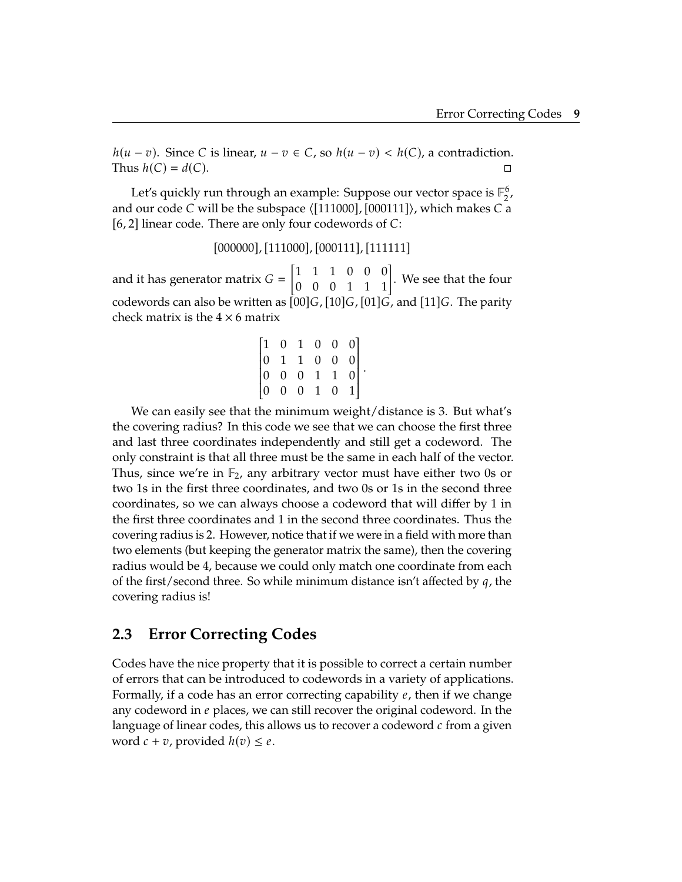$h(u - v)$. Since $C$ is linear, $u - v \in C$, so $h(u - v) < h(C)$, a contradiction. Thus $h(C) = d(C)$. $\square$

Let's quickly run through an example: Suppose our vector space is $\mathbb{F}_2^6$, and our code $C$ will be the subspace $\langle[111000], [000111]\rangle$, which makes $C$ a $[6, 2]$ linear code. There are only four codewords of $C$:

$$[000000], [111000], [000111], [111111]$$

and it has generator matrix $G = \begin{bmatrix} 1 & 1 & 1 & 0 & 0 & 0 \\ 0 & 0 & 0 & 1 & 1 & 1 \end{bmatrix}$. We see that the four codewords can also be written as $[00]G$, $[10]G$, $[01]G$, and $[11]G$. The parity check matrix is the $4 \times 6$ matrix

$$\begin{bmatrix} 1 & 0 & 1 & 0 & 0 & 0 \\ 0 & 1 & 1 & 0 & 0 & 0 \\ 0 & 0 & 0 & 1 & 1 & 0 \\ 0 & 0 & 0 & 1 & 0 & 1 \end{bmatrix}.$$

We can easily see that the minimum weight/distance is 3. But what's the covering radius? In this code we see that we can choose the first three and last three coordinates independently and still get a codeword. The only constraint is that all three must be the same in each half of the vector. Thus, since we're in $\mathbb{F}_2$, any arbitrary vector must have either two 0s or two 1s in the first three coordinates, and two 0s or 1s in the second three coordinates, so we can always choose a codeword that will differ by 1 in the first three coordinates and 1 in the second three coordinates. Thus the covering radius is 2. However, notice that if we were in a field with more than two elements (but keeping the generator matrix the same), then the covering radius would be 4, because we could only match one coordinate from each of the first/second three. So while minimum distance isn't affected by $q$, the covering radius is!

## 2.3 Error Correcting Codes

Codes have the nice property that it is possible to correct a certain number of errors that can be introduced to codewords in a variety of applications. Formally, if a code has an error correcting capability $e$, then if we change any codeword in $e$ places, we can still recover the original codeword. In the language of linear codes, this allows us to recover a codeword $c$ from a given word $c + v$, provided $h(v) \leq e$.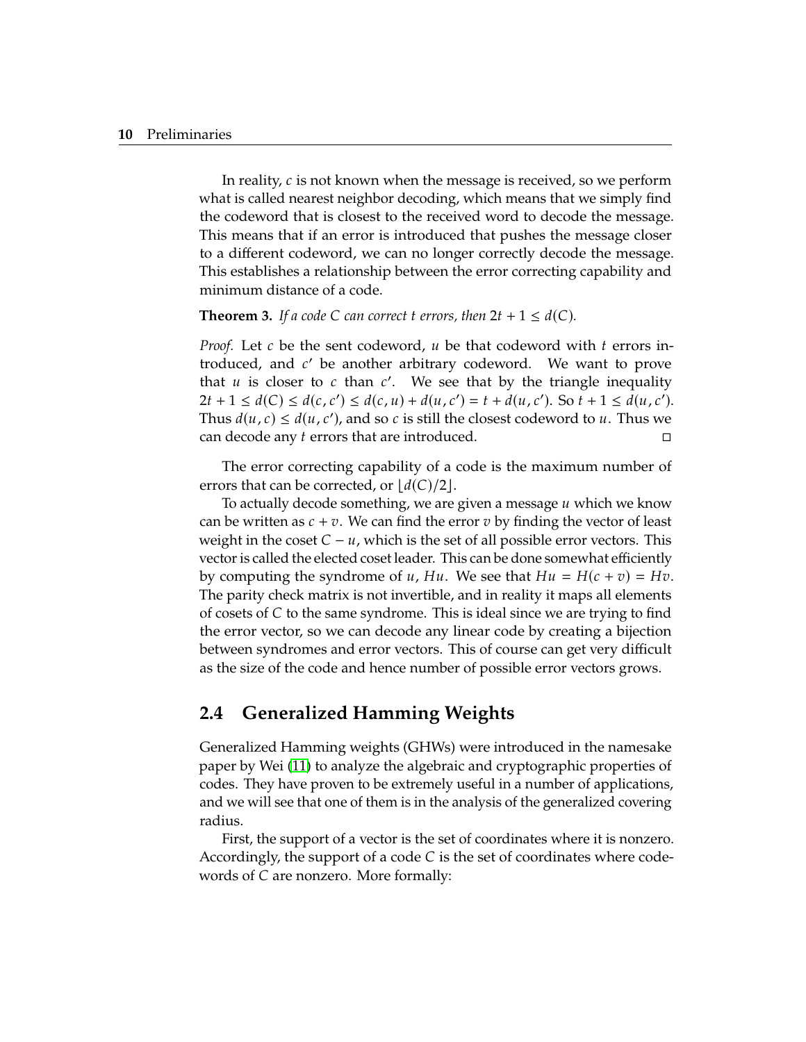In reality, $c$ is not known when the message is received, so we perform what is called nearest neighbor decoding, which means that we simply find the codeword that is closest to the received word to decode the message. This means that if an error is introduced that pushes the message closer to a different codeword, we can no longer correctly decode the message. This establishes a relationship between the error correcting capability and minimum distance of a code.

**Theorem 3.** *If a code $C$ can correct $t$ errors, then $2t + 1 \leq d(C)$.*

*Proof.* Let $c$ be the sent codeword, $u$ be that codeword with $t$ errors introduced, and $c'$ be another arbitrary codeword. We want to prove that $u$ is closer to $c$ than $c'$. We see that by the triangle inequality $2t + 1 \leq d(C) \leq d(c, c') \leq d(c, u) + d(u, c') = t + d(u, c')$. So $t + 1 \leq d(u, c')$. Thus $d(u, c) \leq d(u, c')$, and so $c$ is still the closest codeword to $u$. Thus we can decode any $t$ errors that are introduced. □

The error correcting capability of a code is the maximum number of errors that can be corrected, or $\lfloor d(C)/2 \rfloor$.

To actually decode something, we are given a message $u$ which we know can be written as $c + v$. We can find the error $v$ by finding the vector of least weight in the coset $C - u$, which is the set of all possible error vectors. This vector is called the elected coset leader. This can be done somewhat efficiently by computing the syndrome of $u$, $Hu$. We see that $Hu = H(c + v) = Hv$. The parity check matrix is not invertible, and in reality it maps all elements of cosets of $C$ to the same syndrome. This is ideal since we are trying to find the error vector, so we can decode any linear code by creating a bijection between syndromes and error vectors. This of course can get very difficult as the size of the code and hence number of possible error vectors grows.

## 2.4 Generalized Hamming Weights

Generalized Hamming weights (GHWs) were introduced in the namesake paper by Wei (11) to analyze the algebraic and cryptographic properties of codes. They have proven to be extremely useful in a number of applications, and we will see that one of them is in the analysis of the generalized covering radius.

First, the support of a vector is the set of coordinates where it is nonzero. Accordingly, the support of a code $C$ is the set of coordinates where codewords of $C$ are nonzero. More formally: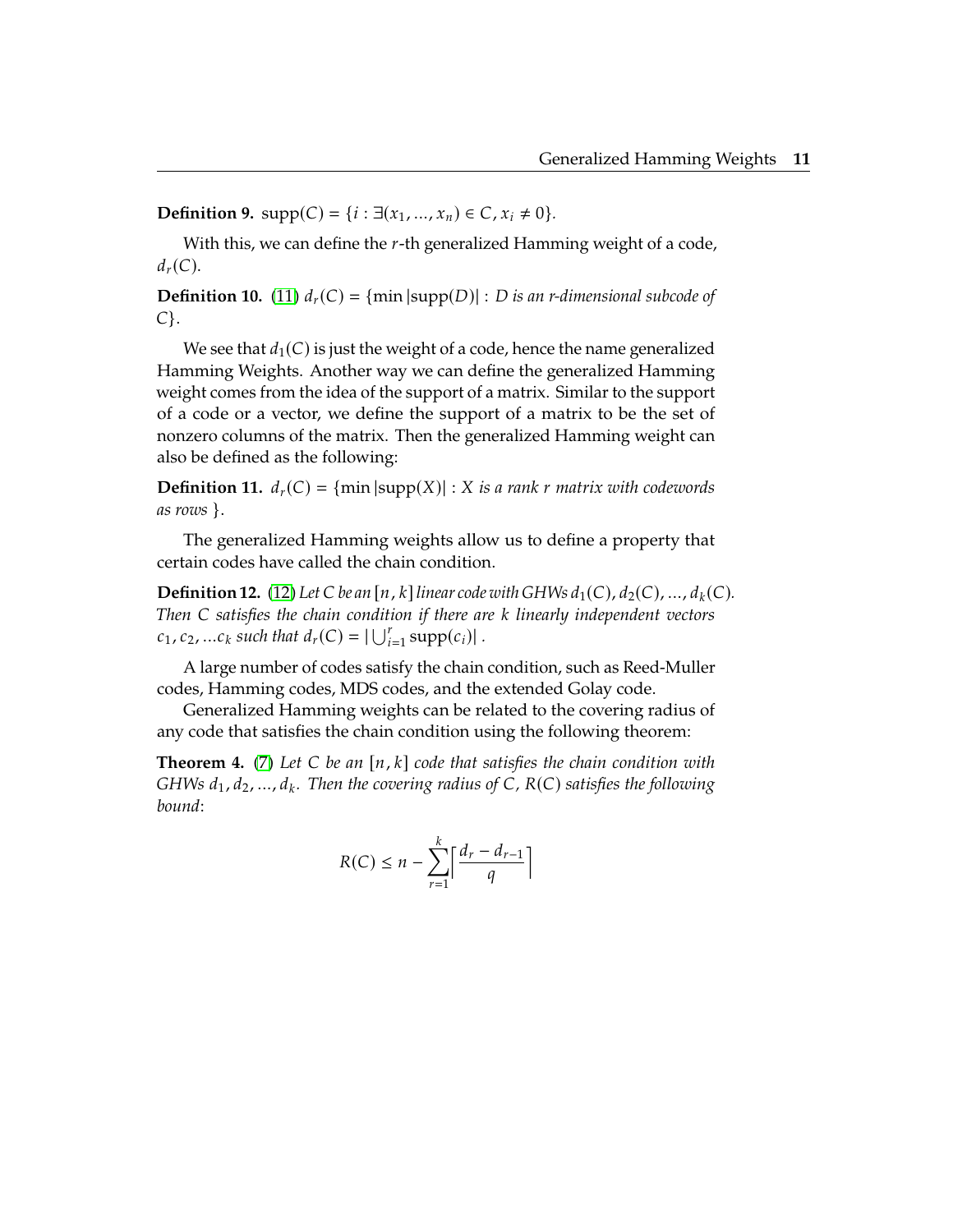**Definition 9.** $\text{supp}(C) = \{i : \exists(x_1, ..., x_n) \in C, x_i \neq 0\}$.

With this, we can define the $r$-th generalized Hamming weight of a code, $d_r(C)$.

**Definition 10.** (11) $d_r(C) = \{\min |\text{supp}(D)| :$ *$D$ is an r-dimensional subcode of $C$*$\}$.

We see that $d_1(C)$ is just the weight of a code, hence the name generalized Hamming Weights. Another way we can define the generalized Hamming weight comes from the idea of the support of a matrix. Similar to the support of a code or a vector, we define the support of a matrix to be the set of nonzero columns of the matrix. Then the generalized Hamming weight can also be defined as the following:

**Definition 11.** $d_r(C) = \{\min |\text{supp}(X)| :$ *$X$ is a rank $r$ matrix with codewords as rows* $\}$.

The generalized Hamming weights allow us to define a property that certain codes have called the chain condition.

**Definition 12.** (12) *Let $C$ be an $[n, k]$ linear code with GHWs $d_1(C), d_2(C), ..., d_k(C)$. Then $C$ satisfies the chain condition if there are $k$ linearly independent vectors $c_1, c_2, ...c_k$ such that $d_r(C) = |\bigcup_{i=1}^{r} \text{supp}(c_i)|$ .*

A large number of codes satisfy the chain condition, such as Reed-Muller codes, Hamming codes, MDS codes, and the extended Golay code.

Generalized Hamming weights can be related to the covering radius of any code that satisfies the chain condition using the following theorem:

**Theorem 4.** (7) *Let $C$ be an $[n, k]$ code that satisfies the chain condition with GHWs $d_1, d_2, ..., d_k$. Then the covering radius of $C$, $R(C)$ satisfies the following bound*:

$$R(C) \leq n - \sum_{r=1}^{k} \left\lceil \frac{d_r - d_{r-1}}{q} \right\rceil$$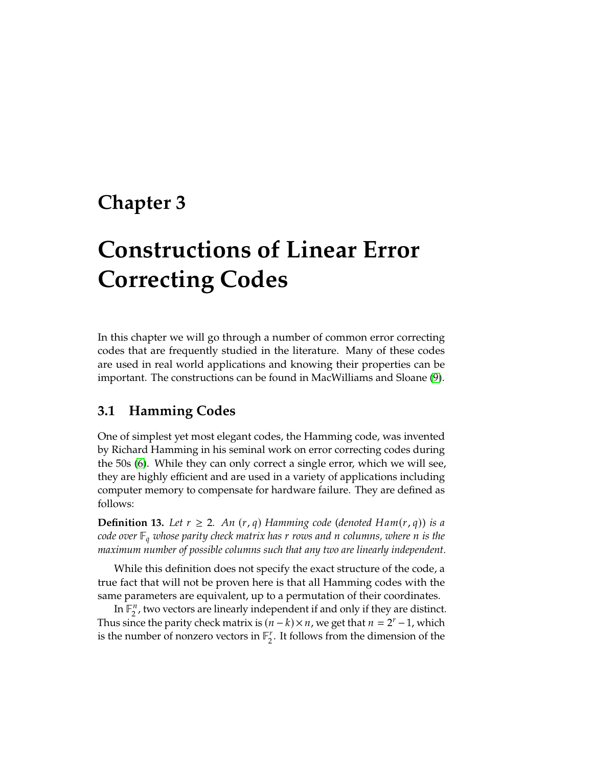# Chapter 3

# Constructions of Linear Error Correcting Codes

In this chapter we will go through a number of common error correcting codes that are frequently studied in the literature. Many of these codes are used in real world applications and knowing their properties can be important. The constructions can be found in MacWilliams and Sloane (9).

## 3.1 Hamming Codes

One of simplest yet most elegant codes, the Hamming code, was invented by Richard Hamming in his seminal work on error correcting codes during the 50s (6). While they can only correct a single error, which we will see, they are highly efficient and are used in a variety of applications including computer memory to compensate for hardware failure. They are defined as follows:

**Definition 13.** *Let $r \geq 2$. An $(r, q)$ Hamming code (denoted $Ham(r, q)$) is a code over $\mathbb{F}_q$ whose parity check matrix has $r$ rows and $n$ columns, where $n$ is the maximum number of possible columns such that any two are linearly independent.*

While this definition does not specify the exact structure of the code, a true fact that will not be proven here is that all Hamming codes with the same parameters are equivalent, up to a permutation of their coordinates.

In $\mathbb{F}_2^n$, two vectors are linearly independent if and only if they are distinct. Thus since the parity check matrix is $(n-k) \times n$, we get that $n = 2^r - 1$, which is the number of nonzero vectors in $\mathbb{F}_2^r$. It follows from the dimension of the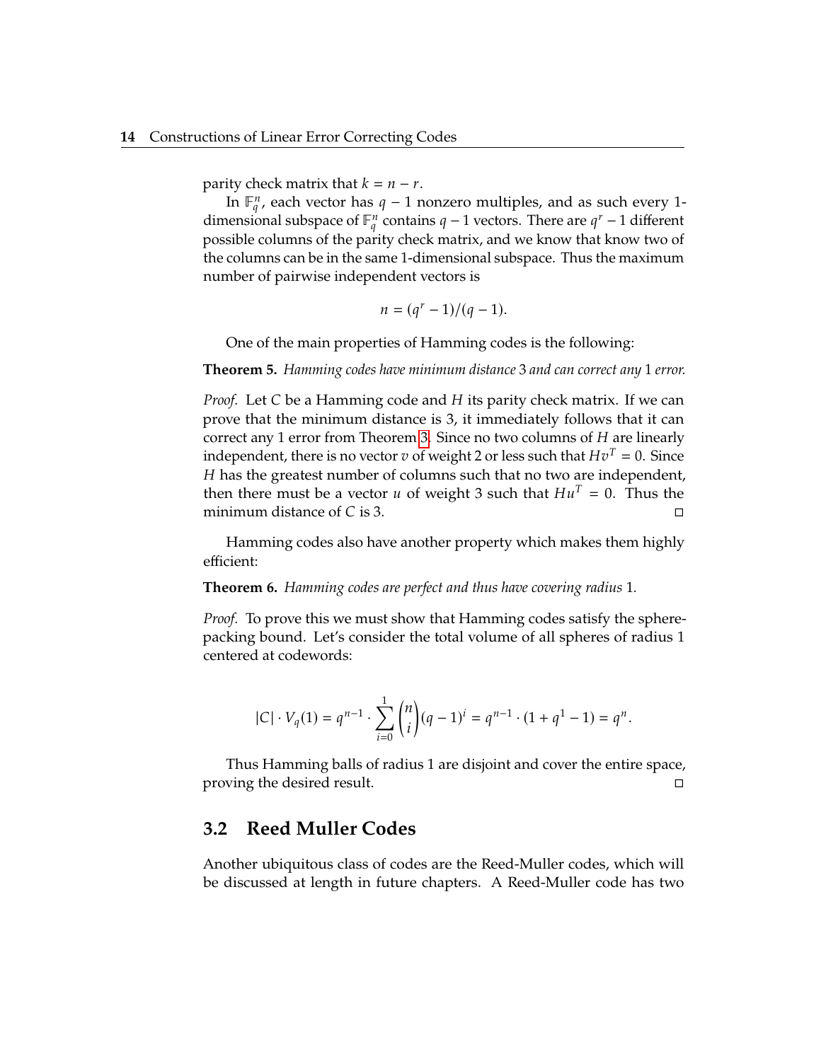parity check matrix that $k = n - r$.

In $\mathbb{F}_q^n$, each vector has $q-1$ nonzero multiples, and as such every 1-dimensional subspace of $\mathbb{F}_q^n$ contains $q-1$ vectors. There are $q^r - 1$ different possible columns of the parity check matrix, and we know that know two of the columns can be in the same 1-dimensional subspace. Thus the maximum number of pairwise independent vectors is

$$n = (q^r - 1)/(q-1).$$

One of the main properties of Hamming codes is the following:

**Theorem 5.** *Hamming codes have minimum distance* 3 *and can correct any* 1 *error.*

*Proof.* Let $C$ be a Hamming code and $H$ its parity check matrix. If we can prove that the minimum distance is 3, it immediately follows that it can correct any 1 error from Theorem 3. Since no two columns of $H$ are linearly independent, there is no vector $v$ of weight 2 or less such that $Hv^T = 0$. Since $H$ has the greatest number of columns such that no two are independent, then there must be a vector $u$ of weight 3 such that $Hu^T = 0$. Thus the minimum distance of $C$ is 3. □

Hamming codes also have another property which makes them highly efficient:

**Theorem 6.** *Hamming codes are perfect and thus have covering radius* 1*.*

*Proof.* To prove this we must show that Hamming codes satisfy the sphere-packing bound. Let's consider the total volume of all spheres of radius 1 centered at codewords:

$$|C| \cdot V_q(1) = q^{n-1} \cdot \sum_{i=0}^{1} \binom{n}{i} (q-1)^i = q^{n-1} \cdot (1 + q^1 - 1) = q^n.$$

Thus Hamming balls of radius 1 are disjoint and cover the entire space, proving the desired result. □

## 3.2 Reed Muller Codes

Another ubiquitous class of codes are the Reed-Muller codes, which will be discussed at length in future chapters. A Reed-Muller code has two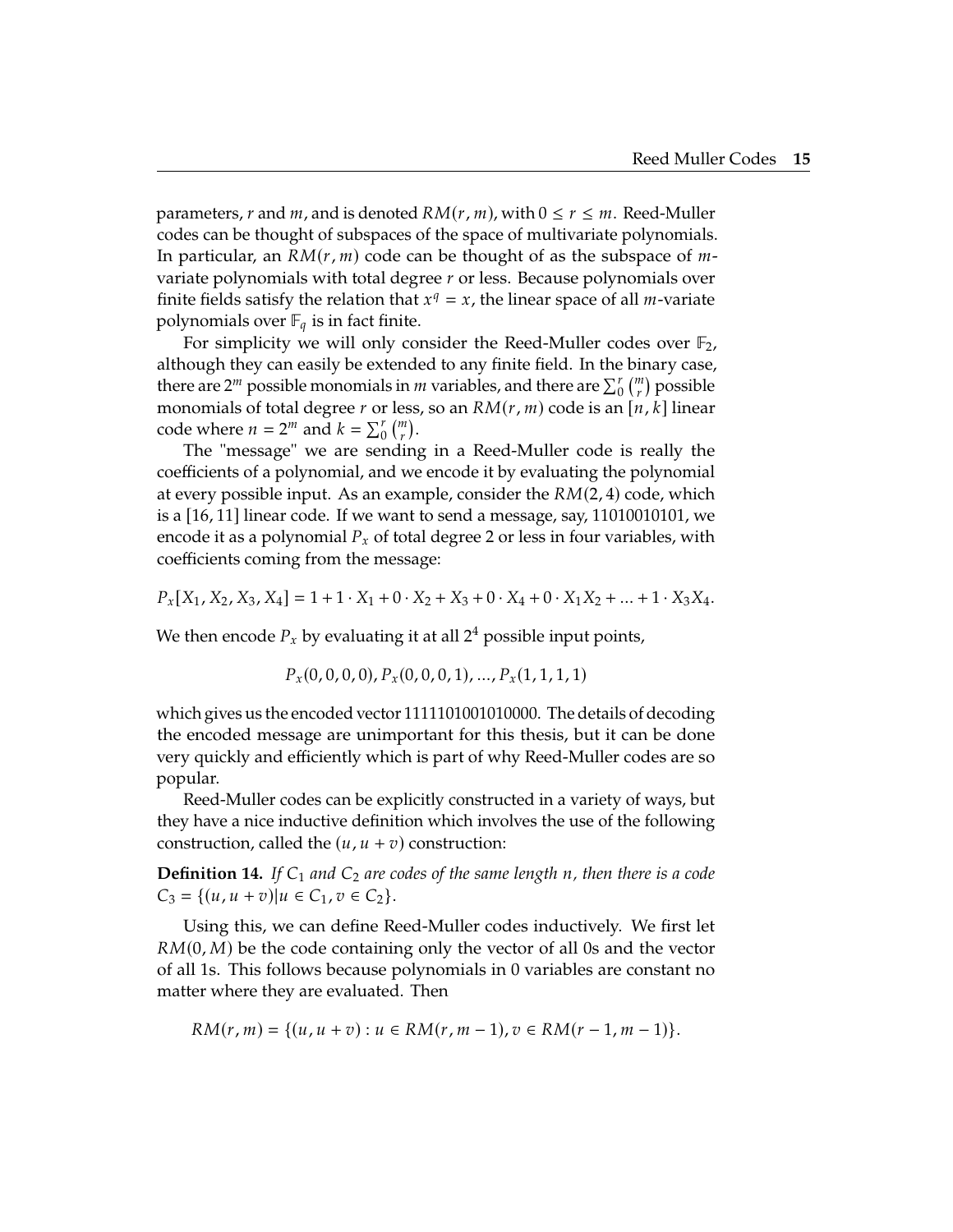parameters, $r$ and $m$, and is denoted $RM(r, m)$, with $0 \leq r \leq m$. Reed-Muller codes can be thought of subspaces of the space of multivariate polynomials. In particular, an $RM(r, m)$ code can be thought of as the subspace of $m$-variate polynomials with total degree $r$ or less. Because polynomials over finite fields satisfy the relation that $x^q = x$, the linear space of all $m$-variate polynomials over $\mathbb{F}_q$ is in fact finite.

For simplicity we will only consider the Reed-Muller codes over $\mathbb{F}_2$, although they can easily be extended to any finite field. In the binary case, there are $2^m$ possible monomials in $m$ variables, and there are $\sum_0^r \binom{m}{r}$ possible monomials of total degree $r$ or less, so an $RM(r, m)$ code is an $[n, k]$ linear code where $n = 2^m$ and $k = \sum_0^r \binom{m}{r}$.

The "message" we are sending in a Reed-Muller code is really the coefficients of a polynomial, and we encode it by evaluating the polynomial at every possible input. As an example, consider the $RM(2, 4)$ code, which is a $[16, 11]$ linear code. If we want to send a message, say, 11010010101, we encode it as a polynomial $P_x$ of total degree 2 or less in four variables, with coefficients coming from the message:

$$P_x[X_1, X_2, X_3, X_4] = 1 + 1 \cdot X_1 + 0 \cdot X_2 + X_3 + 0 \cdot X_4 + 0 \cdot X_1X_2 + ... + 1 \cdot X_3X_4.$$

We then encode $P_x$ by evaluating it at all $2^4$ possible input points,

$$P_x(0, 0, 0, 0), P_x(0, 0, 0, 1), ..., P_x(1, 1, 1, 1)$$

which gives us the encoded vector 1111101001010000. The details of decoding the encoded message are unimportant for this thesis, but it can be done very quickly and efficiently which is part of why Reed-Muller codes are so popular.

Reed-Muller codes can be explicitly constructed in a variety of ways, but they have a nice inductive definition which involves the use of the following construction, called the $(u, u + v)$ construction:

**Definition 14.** *If $C_1$ and $C_2$ are codes of the same length $n$, then there is a code $C_3 = \{(u, u + v) | u \in C_1, v \in C_2\}$.*

Using this, we can define Reed-Muller codes inductively. We first let $RM(0, M)$ be the code containing only the vector of all 0s and the vector of all 1s. This follows because polynomials in 0 variables are constant no matter where they are evaluated. Then

$$RM(r, m) = \{(u, u + v) : u \in RM(r, m - 1), v \in RM(r - 1, m - 1)\}.$$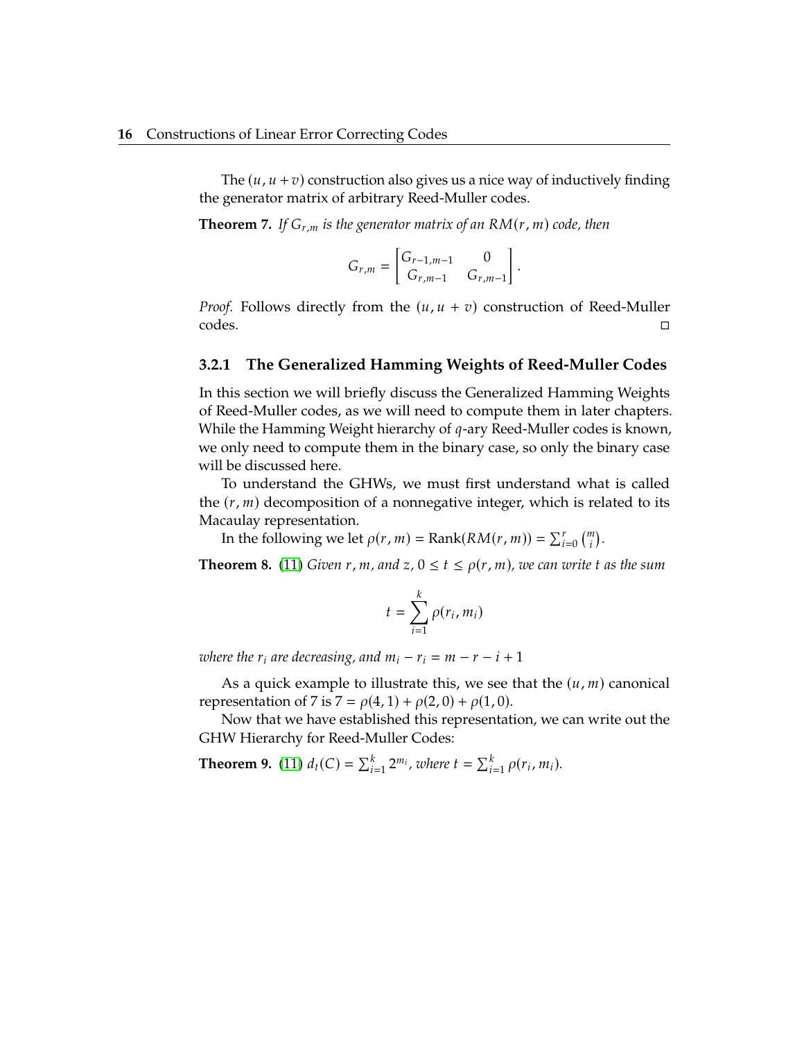The $(u, u+v)$ construction also gives us a nice way of inductively finding the generator matrix of arbitrary Reed-Muller codes.

**Theorem 7.** *If $G_{r,m}$ is the generator matrix of an $RM(r,m)$ code, then*

$$G_{r,m} = \begin{bmatrix} G_{r-1,m-1} & 0 \\ G_{r,m-1} & G_{r,m-1} \end{bmatrix}.$$

*Proof.* Follows directly from the $(u, u+v)$ construction of Reed-Muller codes. □

### 3.2.1 The Generalized Hamming Weights of Reed-Muller Codes

In this section we will briefly discuss the Generalized Hamming Weights of Reed-Muller codes, as we will need to compute them in later chapters. While the Hamming Weight hierarchy of $q$-ary Reed-Muller codes is known, we only need to compute them in the binary case, so only the binary case will be discussed here.

To understand the GHWs, we must first understand what is called the $(r,m)$ decomposition of a nonnegative integer, which is related to its Macaulay representation.

In the following we let $\rho(r,m) = \text{Rank}(RM(r,m)) = \sum_{i=0}^{r} \binom{m}{i}$.

**Theorem 8.** (11) *Given $r$, $m$, and $z$, $0 \leq t \leq \rho(r,m)$, we can write $t$ as the sum*

$$t = \sum_{i=1}^{k} \rho(r_i, m_i)$$

*where the $r_i$ are decreasing, and $m_i - r_i = m - r - i + 1$*

As a quick example to illustrate this, we see that the $(u,m)$ canonical representation of 7 is $7 = \rho(4,1) + \rho(2,0) + \rho(1,0)$.

Now that we have established this representation, we can write out the GHW Hierarchy for Reed-Muller Codes:

**Theorem 9.** (11) $d_t(C) = \sum_{i=1}^{k} 2^{m_i}$, *where* $t = \sum_{i=1}^{k} \rho(r_i, m_i)$.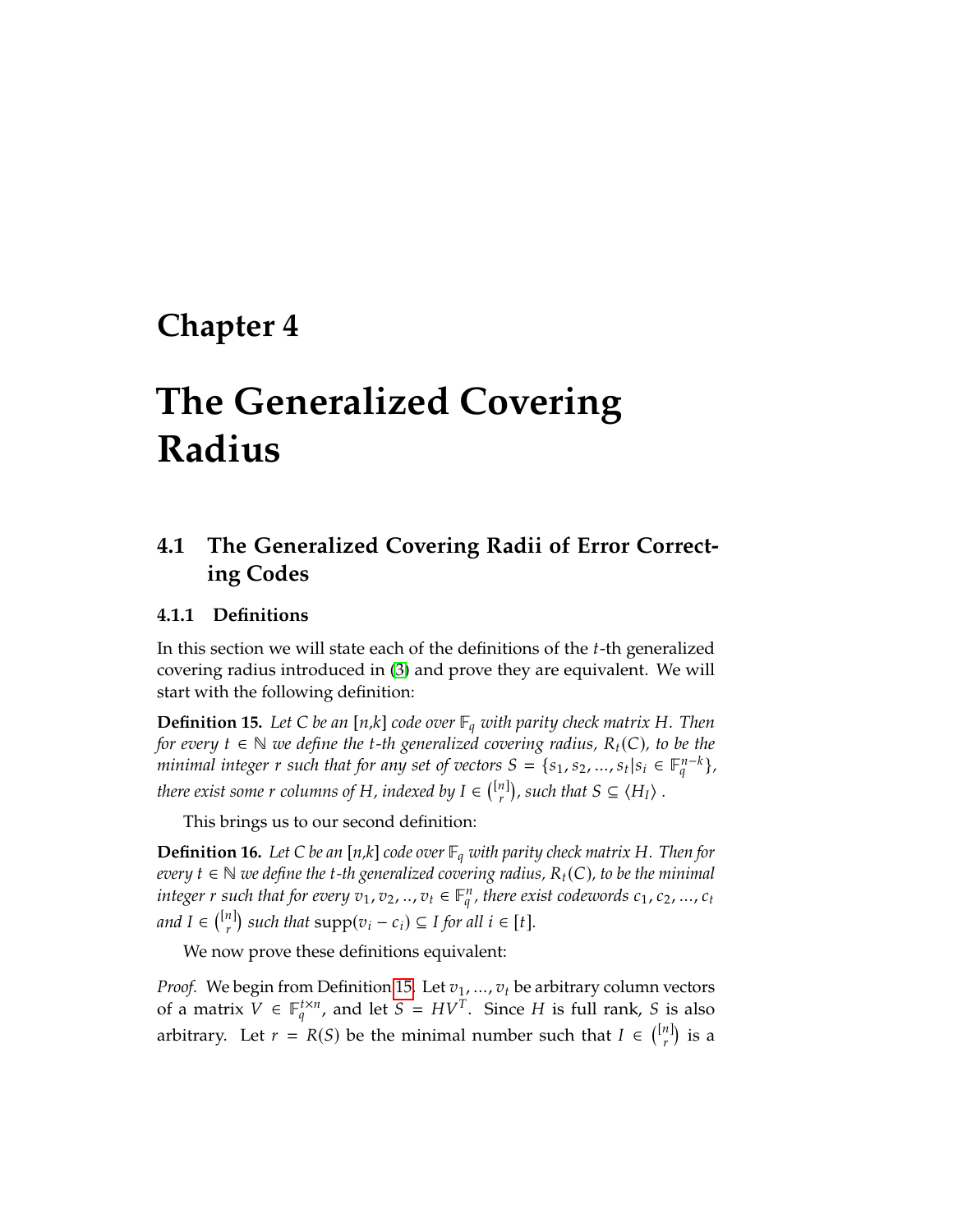# Chapter 4

# The Generalized Covering Radius

## 4.1 The Generalized Covering Radii of Error Correcting Codes

### 4.1.1 Definitions

In this section we will state each of the definitions of the $t$-th generalized covering radius introduced in (3) and prove they are equivalent. We will start with the following definition:

**Definition 15.** *Let $C$ be an $[n,k]$ code over $\mathbb{F}_q$ with parity check matrix $H$. Then for every $t \in \mathbb{N}$ we define the $t$-th generalized covering radius, $R_t(C)$, to be the minimal integer $r$ such that for any set of vectors $S = \{s_1, s_2, ..., s_t | s_i \in \mathbb{F}_q^{n-k}\}$, there exist some $r$ columns of $H$, indexed by $I \in \binom{[n]}{r}$, such that $S \subseteq \langle H_I \rangle$.*

This brings us to our second definition:

**Definition 16.** *Let $C$ be an $[n,k]$ code over $\mathbb{F}_q$ with parity check matrix $H$. Then for every $t \in \mathbb{N}$ we define the $t$-th generalized covering radius, $R_t(C)$, to be the minimal integer $r$ such that for every $v_1, v_2, .., v_t \in \mathbb{F}_q^n$, there exist codewords $c_1, c_2, ..., c_t$ and $I \in \binom{[n]}{r}$ such that $\mathrm{supp}(v_i - c_i) \subseteq I$ for all $i \in [t]$.*

We now prove these definitions equivalent:

*Proof.* We begin from Definition 15. Let $v_1, ..., v_t$ be arbitrary column vectors of a matrix $V \in \mathbb{F}_q^{t \times n}$, and let $S = HV^T$. Since $H$ is full rank, $S$ is also arbitrary. Let $r = R(S)$ be the minimal number such that $I \in \binom{[n]}{r}$ is a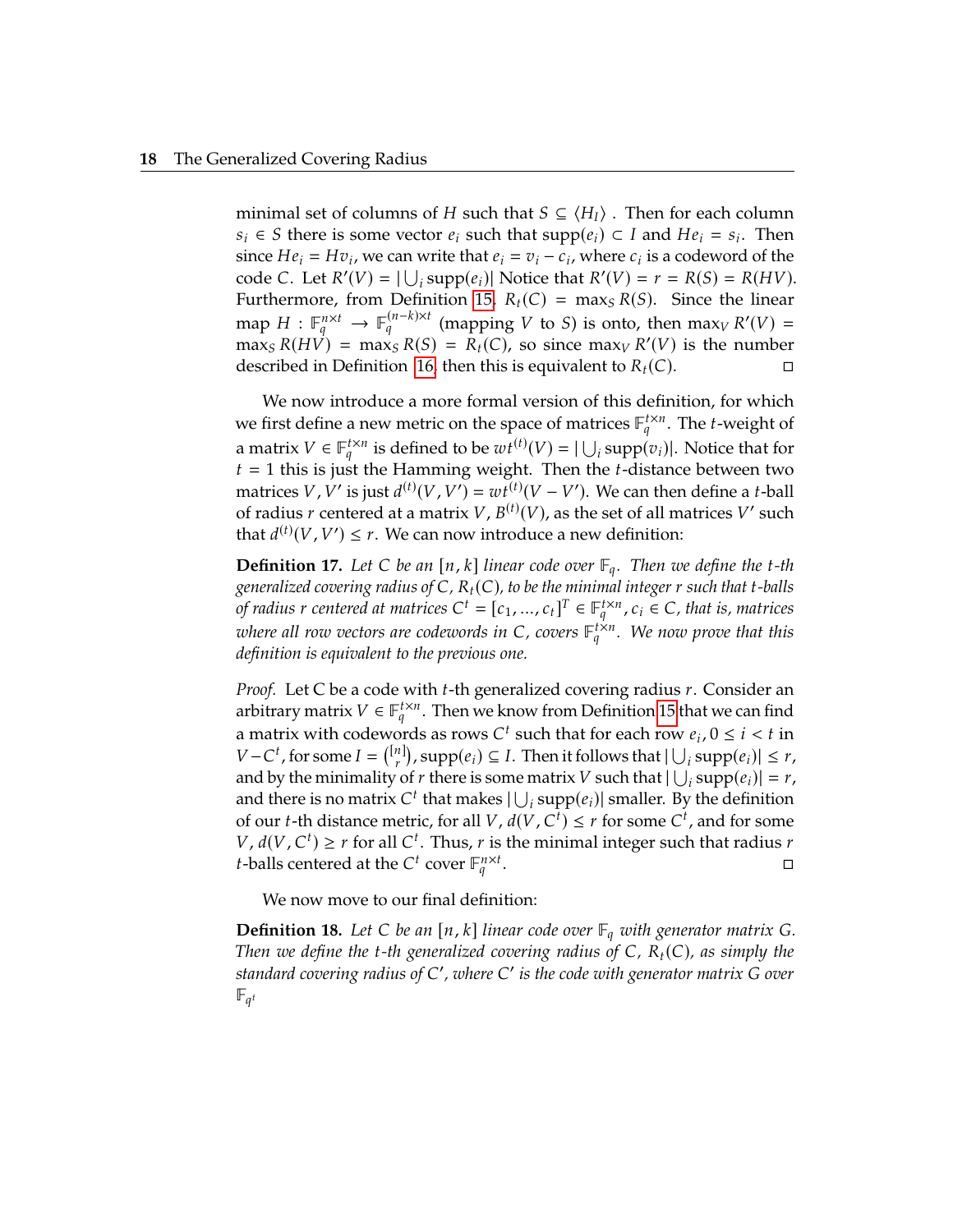minimal set of columns of $H$ such that $S \subseteq \langle H_I \rangle$ . Then for each column $s_i \in S$ there is some vector $e_i$ such that $\text{supp}(e_i) \subset I$ and $He_i = s_i$. Then since $He_i = Hv_i$, we can write that $e_i = v_i - c_i$, where $c_i$ is a codeword of the code $C$. Let $R'(V) = |\bigcup_i \text{supp}(e_i)|$ Notice that $R'(V) = r = R(S) = R(HV)$. Furthermore, from Definition 15, $R_t(C) = \max_S R(S)$. Since the linear map $H : \mathbb{F}_q^{n\times t} \to \mathbb{F}_q^{(n-k)\times t}$ (mapping $V$ to $S$) is onto, then $\max_V R'(V) = \max_S R(HV) = \max_S R(S) = R_t(C)$, so since $\max_V R'(V)$ is the number described in Definition 16, then this is equivalent to $R_t(C)$. □

We now introduce a more formal version of this definition, for which we first define a new metric on the space of matrices $\mathbb{F}_q^{t\times n}$. The $t$-weight of a matrix $V \in \mathbb{F}_q^{t\times n}$ is defined to be $wt^{(t)}(V) = |\bigcup_i \text{supp}(v_i)|$. Notice that for $t = 1$ this is just the Hamming weight. Then the $t$-distance between two matrices $V, V'$ is just $d^{(t)}(V, V') = wt^{(t)}(V - V')$. We can then define a $t$-ball of radius $r$ centered at a matrix $V$, $B^{(t)}(V)$, as the set of all matrices $V'$ such that $d^{(t)}(V, V') \leq r$. We can now introduce a new definition:

**Definition 17.** *Let $C$ be an $[n, k]$ linear code over $\mathbb{F}_q$. Then we define the $t$-th generalized covering radius of $C$, $R_t(C)$, to be the minimal integer $r$ such that $t$-balls of radius $r$ centered at matrices $C^t = [c_1, \ldots, c_t]^T \in \mathbb{F}_q^{t\times n}$, $c_i \in C$, that is, matrices where all row vectors are codewords in $C$, covers $\mathbb{F}_q^{t\times n}$. We now prove that this definition is equivalent to the previous one.*

*Proof.* Let C be a code with $t$-th generalized covering radius $r$. Consider an arbitrary matrix $V \in \mathbb{F}_q^{t\times n}$. Then we know from Definition 15 that we can find a matrix with codewords as rows $C^t$ such that for each row $e_i, 0 \leq i < t$ in $V - C^t$, for some $I = \binom{[n]}{r}$, $\text{supp}(e_i) \subseteq I$. Then it follows that $|\bigcup_i \text{supp}(e_i)| \leq r$, and by the minimality of $r$ there is some matrix $V$ such that $|\bigcup_i \text{supp}(e_i)| = r$, and there is no matrix $C^t$ that makes $|\bigcup_i \text{supp}(e_i)|$ smaller. By the definition of our $t$-th distance metric, for all $V$, $d(V, C^t) \leq r$ for some $C^t$, and for some $V$, $d(V, C^t) \geq r$ for all $C^t$. Thus, $r$ is the minimal integer such that radius $r$ $t$-balls centered at the $C^t$ cover $\mathbb{F}_q^{n\times t}$. □

We now move to our final definition:

**Definition 18.** *Let $C$ be an $[n, k]$ linear code over $\mathbb{F}_q$ with generator matrix $G$. Then we define the $t$-th generalized covering radius of $C$, $R_t(C)$, as simply the standard covering radius of $C'$, where $C'$ is the code with generator matrix $G$ over $\mathbb{F}_{q^t}$*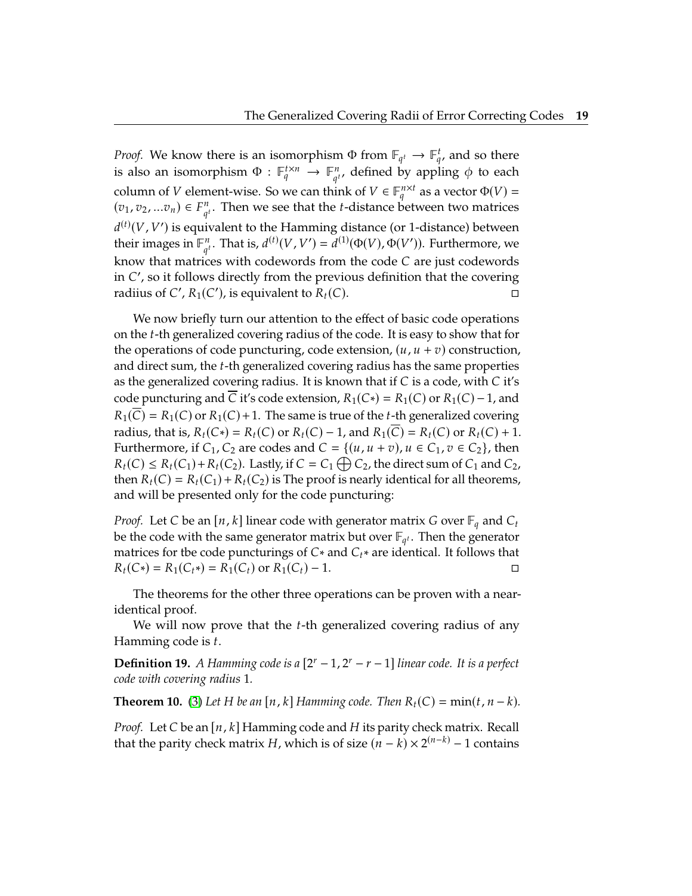*Proof.* We know there is an isomorphism $\Phi$ from $\mathbb{F}_{q^t} \to \mathbb{F}_q^t$, and so there is also an isomorphism $\Phi : \mathbb{F}_q^{t\times n} \to \mathbb{F}_{q^t}^n$, defined by appling $\phi$ to each column of $V$ element-wise. So we can think of $V \in \mathbb{F}_q^{n\times t}$ as a vector $\Phi(V) = (v_1, v_2, ...v_n) \in F_{q^t}^n$. Then we see that the $t$-distance between two matrices $d^{(t)}(V, V')$ is equivalent to the Hamming distance (or 1-distance) between their images in $\mathbb{F}_{q^t}^n$. That is, $d^{(t)}(V, V') = d^{(1)}(\Phi(V), \Phi(V'))$. Furthermore, we know that matrices with codewords from the code $C$ are just codewords in $C'$, so it follows directly from the previous definition that the covering radiius of $C'$, $R_1(C')$, is equivalent to $R_t(C)$. □

We now briefly turn our attention to the effect of basic code operations on the $t$-th generalized covering radius of the code. It is easy to show that for the operations of code puncturing, code extension, $(u, u+v)$ construction, and direct sum, the $t$-th generalized covering radius has the same properties as the generalized covering radius. It is known that if $C$ is a code, with $C$ it's code puncturing and $\overline{C}$ it's code extension, $R_1(C*) = R_1(C)$ or $R_1(C) - 1$, and $R_1(\overline{C}) = R_1(C)$ or $R_1(C)+1$. The same is true of the $t$-th generalized covering radius, that is, $R_t(C*) = R_t(C)$ or $R_t(C) - 1$, and $R_1(\overline{C}) = R_t(C)$ or $R_t(C) + 1$. Furthermore, if $C_1, C_2$ are codes and $C = \{(u, u+v), u \in C_1, v \in C_2\}$, then $R_t(C) \le R_t(C_1) + R_t(C_2)$. Lastly, if $C = C_1 \bigoplus C_2$, the direct sum of $C_1$ and $C_2$, then $R_t(C) = R_t(C_1) + R_t(C_2)$ is The proof is nearly identical for all theorems, and will be presented only for the code puncturing:

*Proof.* Let $C$ be an $[n, k]$ linear code with generator matrix $G$ over $\mathbb{F}_q$ and $C_t$ be the code with the same generator matrix but over $\mathbb{F}_{q^t}$. Then the generator matrices for tbe code puncturings of $C*$ and $C_t*$ are identical. It follows that $R_t(C*) = R_1(C_t*) = R_1(C_t)$ or $R_1(C_t) - 1$. □

The theorems for the other three operations can be proven with a near-identical proof.

We will now prove that the $t$-th generalized covering radius of any Hamming code is $t$.

**Definition 19.** *A Hamming code is a $[2^r - 1, 2^r - r - 1]$ linear code. It is a perfect code with covering radius 1.*

**Theorem 10.** (3) *Let $H$ be an $[n, k]$ Hamming code. Then $R_t(C) = \min(t, n-k)$.*

*Proof.* Let $C$ be an $[n, k]$ Hamming code and $H$ its parity check matrix. Recall that the parity check matrix $H$, which is of size $(n-k) \times 2^{(n-k)} - 1$ contains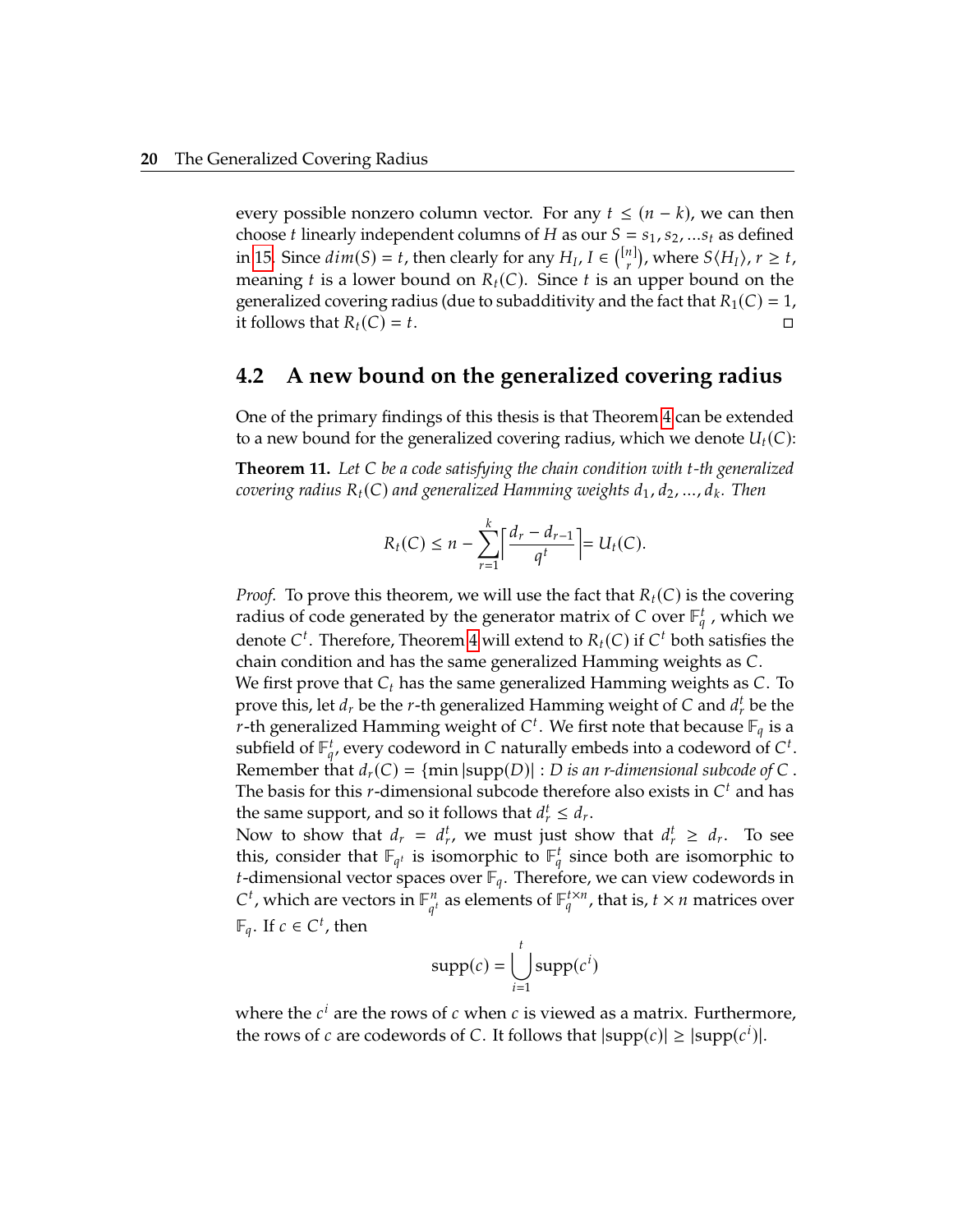every possible nonzero column vector. For any $t \leq (n-k)$, we can then choose $t$ linearly independent columns of $H$ as our $S = s_1, s_2, ...s_t$ as defined in 15. Since $dim(S) = t$, then clearly for any $H_I$, $I \in \binom{[n]}{r}$, where $S\langle H_I \rangle$, $r \geq t$, meaning $t$ is a lower bound on $R_t(C)$. Since $t$ is an upper bound on the generalized covering radius (due to subadditivity and the fact that $R_1(C) = 1$, it follows that $R_t(C) = t$. □

## 4.2 A new bound on the generalized covering radius

One of the primary findings of this thesis is that Theorem 4 can be extended to a new bound for the generalized covering radius, which we denote $U_t(C)$:

**Theorem 11.** *Let $C$ be a code satisfying the chain condition with $t$-th generalized covering radius $R_t(C)$ and generalized Hamming weights $d_1, d_2, ..., d_k$. Then*

$$R_t(C) \leq n - \sum_{r=1}^{k} \left\lceil \frac{d_r - d_{r-1}}{q^t} \right\rceil = U_t(C).$$

*Proof.* To prove this theorem, we will use the fact that $R_t(C)$ is the covering radius of code generated by the generator matrix of $C$ over $\mathbb{F}_q^t$, which we denote $C^t$. Therefore, Theorem 4 will extend to $R_t(C)$ if $C^t$ both satisfies the chain condition and has the same generalized Hamming weights as $C$.

We first prove that $C_t$ has the same generalized Hamming weights as $C$. To prove this, let $d_r$ be the $r$-th generalized Hamming weight of $C$ and $d_r^t$ be the $r$-th generalized Hamming weight of $C^t$. We first note that because $\mathbb{F}_q$ is a subfield of $\mathbb{F}_q^t$, every codeword in $C$ naturally embeds into a codeword of $C^t$. Remember that $d_r(C) = \{\min |\text{supp}(D)| : D \textit{ is an } r\textit{-dimensional subcode of } C$ . The basis for this $r$-dimensional subcode therefore also exists in $C^t$ and has the same support, and so it follows that $d_r^t \leq d_r$.

Now to show that $d_r = d_r^t$, we must just show that $d_r^t \geq d_r$. To see this, consider that $\mathbb{F}_{q^t}$ is isomorphic to $\mathbb{F}_q^t$ since both are isomorphic to $t$-dimensional vector spaces over $\mathbb{F}_q$. Therefore, we can view codewords in $C^t$, which are vectors in $\mathbb{F}_{q^t}^n$ as elements of $\mathbb{F}_q^{t \times n}$, that is, $t \times n$ matrices over $\mathbb{F}_q$. If $c \in C^t$, then

$$\text{supp}(c) = \bigcup_{i=1}^{t} \text{supp}(c^i)$$

where the $c^i$ are the rows of $c$ when $c$ is viewed as a matrix. Furthermore, the rows of $c$ are codewords of $C$. It follows that $|\text{supp}(c)| \geq |\text{supp}(c^i)|$.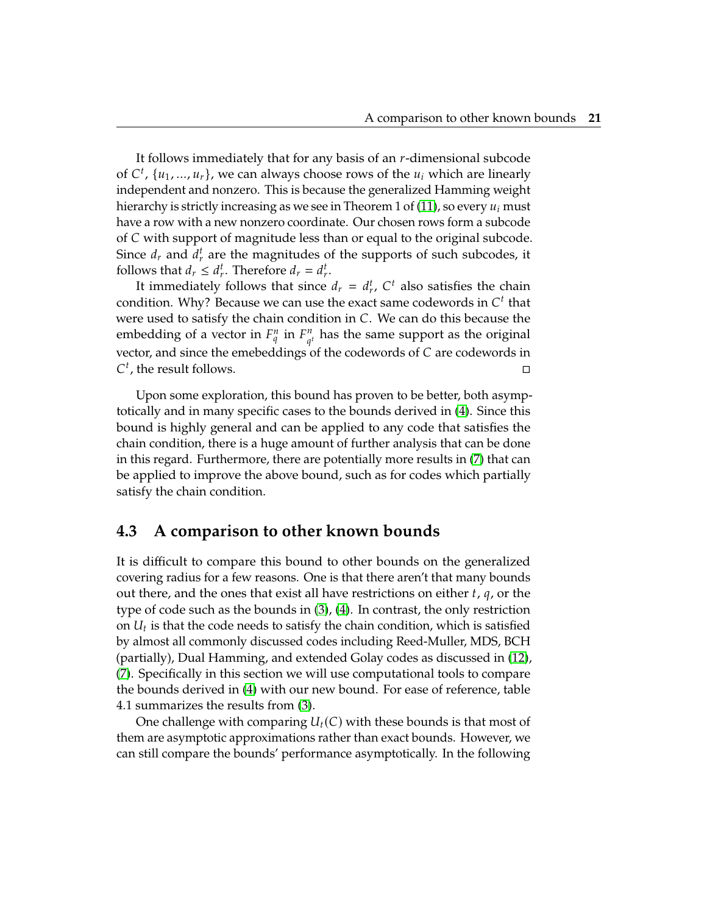It follows immediately that for any basis of an $r$-dimensional subcode of $C^t$, $\{u_1, ..., u_r\}$, we can always choose rows of the $u_i$ which are linearly independent and nonzero. This is because the generalized Hamming weight hierarchy is strictly increasing as we see in Theorem 1 of (11), so every $u_i$ must have a row with a new nonzero coordinate. Our chosen rows form a subcode of $C$ with support of magnitude less than or equal to the original subcode. Since $d_r$ and $d_r^t$ are the magnitudes of the supports of such subcodes, it follows that $d_r \leq d_r^t$. Therefore $d_r = d_r^t$.

It immediately follows that since $d_r = d_r^t$, $C^t$ also satisfies the chain condition. Why? Because we can use the exact same codewords in $C^t$ that were used to satisfy the chain condition in $C$. We can do this because the embedding of a vector in $F_q^n$ in $F_{q^t}^n$ has the same support as the original vector, and since the emebeddings of the codewords of $C$ are codewords in $C^t$, the result follows. □

Upon some exploration, this bound has proven to be better, both asymptotically and in many specific cases to the bounds derived in (4). Since this bound is highly general and can be applied to any code that satisfies the chain condition, there is a huge amount of further analysis that can be done in this regard. Furthermore, there are potentially more results in (7) that can be applied to improve the above bound, such as for codes which partially satisfy the chain condition.

## 4.3 A comparison to other known bounds

It is difficult to compare this bound to other bounds on the generalized covering radius for a few reasons. One is that there aren't that many bounds out there, and the ones that exist all have restrictions on either $t$, $q$, or the type of code such as the bounds in (3), (4). In contrast, the only restriction on $U_t$ is that the code needs to satisfy the chain condition, which is satisfied by almost all commonly discussed codes including Reed-Muller, MDS, BCH (partially), Dual Hamming, and extended Golay codes as discussed in (12), (7). Specifically in this section we will use computational tools to compare the bounds derived in (4) with our new bound. For ease of reference, table 4.1 summarizes the results from (3).

One challenge with comparing $U_t(C)$ with these bounds is that most of them are asymptotic approximations rather than exact bounds. However, we can still compare the bounds' performance asymptotically. In the following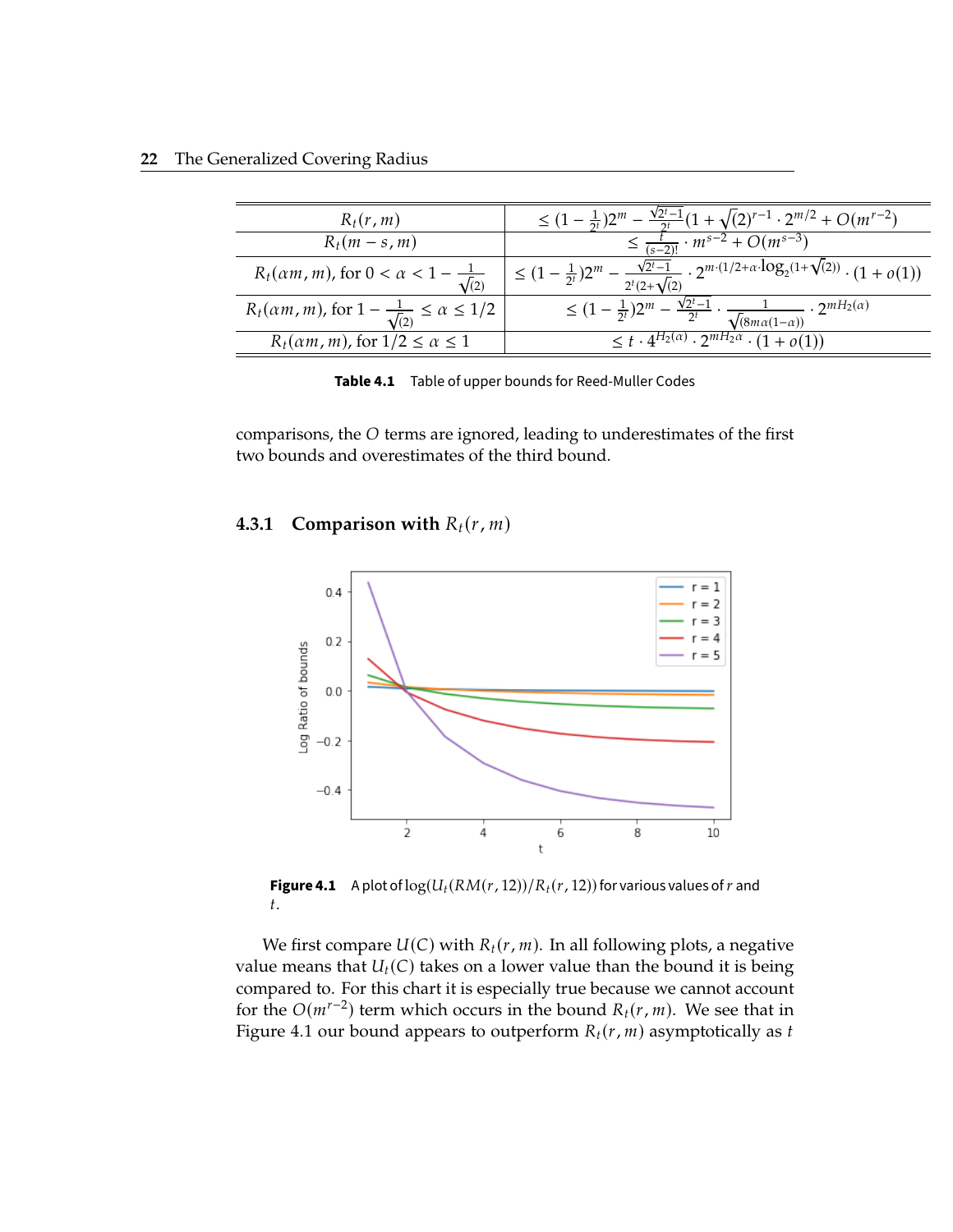| | |
|---|---|
| $R_t(r,m)$ | $\leq (1-\frac{1}{2^t})2^m - \frac{\sqrt{2^t-1}}{2^t}(1+\sqrt(2))^{r-1}\cdot 2^{m/2} + O(m^{r-2})$ |
| $R_t(m-s,m)$ | $\leq \frac{t}{(s-2)!}\cdot m^{s-2} + O(m^{s-3})$ |
| $R_t(\alpha m, m)$, for $0<\alpha<1-\frac{1}{\sqrt(2)}$ | $\leq (1-\frac{1}{2^t})2^m - \frac{\sqrt{2^t-1}}{2^t(2+\sqrt(2))}\cdot 2^{m\cdot(1/2+\alpha\cdot\log_2(1+\sqrt(2))}\cdot(1+o(1))$ |
| $R_t(\alpha m, m)$, for $1-\frac{1}{\sqrt(2)}\leq\alpha\leq 1/2$ | $\leq (1-\frac{1}{2^t})2^m - \frac{\sqrt{2^t-1}}{2^t}\cdot\frac{1}{\sqrt(8m\alpha(1-\alpha))}\cdot 2^{mH_2(\alpha)}$ |
| $R_t(\alpha m, m)$, for $1/2\leq\alpha\leq 1$ | $\leq t\cdot 4^{H_2(\alpha)}\cdot 2^{mH_2\alpha}\cdot(1+o(1))$ |

**Table 4.1** Table of upper bounds for Reed-Muller Codes

comparisons, the $O$ terms are ignored, leading to underestimates of the first two bounds and overestimates of the third bound.

### 4.3.1 Comparison with $R_t(r,m)$

r = 1
r = 2
r = 3
r = 4
r = 5

Log Ratio of bounds

0.4
0.2
0.0
−0.2
−0.4

2
4
6
8
10

t

**Figure 4.1** A plot of $\log(U_t(RM(r,12))/R_t(r,12))$ for various values of $r$ and $t$.

We first compare $U(C)$ with $R_t(r,m)$. In all following plots, a negative value means that $U_t(C)$ takes on a lower value than the bound it is being compared to. For this chart it is especially true because we cannot account for the $O(m^{r-2})$ term which occurs in the bound $R_t(r,m)$. We see that in Figure 4.1 our bound appears to outperform $R_t(r,m)$ asymptotically as $t$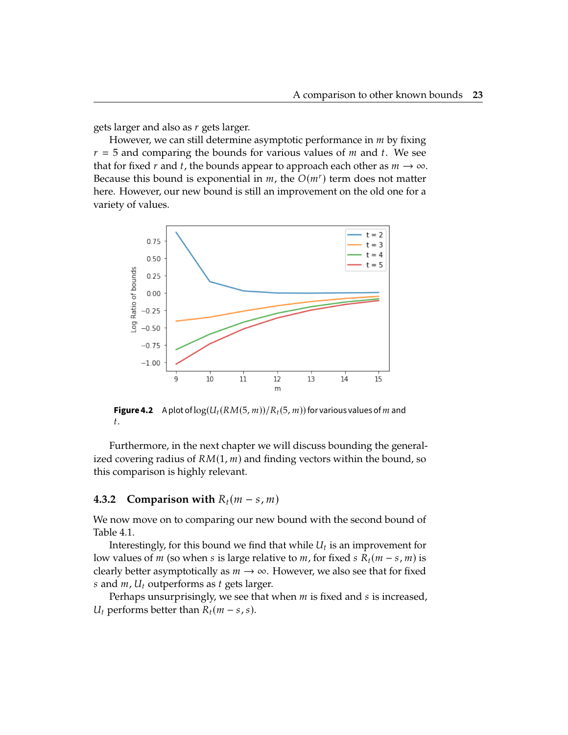gets larger and also as $r$ gets larger.

However, we can still determine asymptotic performance in $m$ by fixing $r = 5$ and comparing the bounds for various values of $m$ and $t$. We see that for fixed $r$ and $t$, the bounds appear to approach each other as $m \to \infty$. Because this bound is exponential in $m$, the $O(m^r)$ term does not matter here. However, our new bound is still an improvement on the old one for a variety of values.

t = 2
t = 3
t = 4
t = 5

Log Ratio of bounds

0.75
0.50
0.25
0.00
−0.25
−0.50
−0.75
−1.00

9
10
11
12
13
14
15

m

**Figure 4.2** A plot of $\log(U_t(RM(5, m))/R_t(5, m))$ for various values of $m$ and $t$.

Furthermore, in the next chapter we will discuss bounding the generalized covering radius of $RM(1, m)$ and finding vectors within the bound, so this comparison is highly relevant.

### 4.3.2 Comparison with $R_t(m - s, m)$

We now move on to comparing our new bound with the second bound of Table 4.1.

Interestingly, for this bound we find that while $U_t$ is an improvement for low values of $m$ (so when $s$ is large relative to $m$, for fixed $s$ $R_t(m - s, m)$ is clearly better asymptotically as $m \to \infty$. However, we also see that for fixed $s$ and $m$, $U_t$ outperforms as $t$ gets larger.

Perhaps unsurprisingly, we see that when $m$ is fixed and $s$ is increased, $U_t$ performs better than $R_t(m - s, s)$.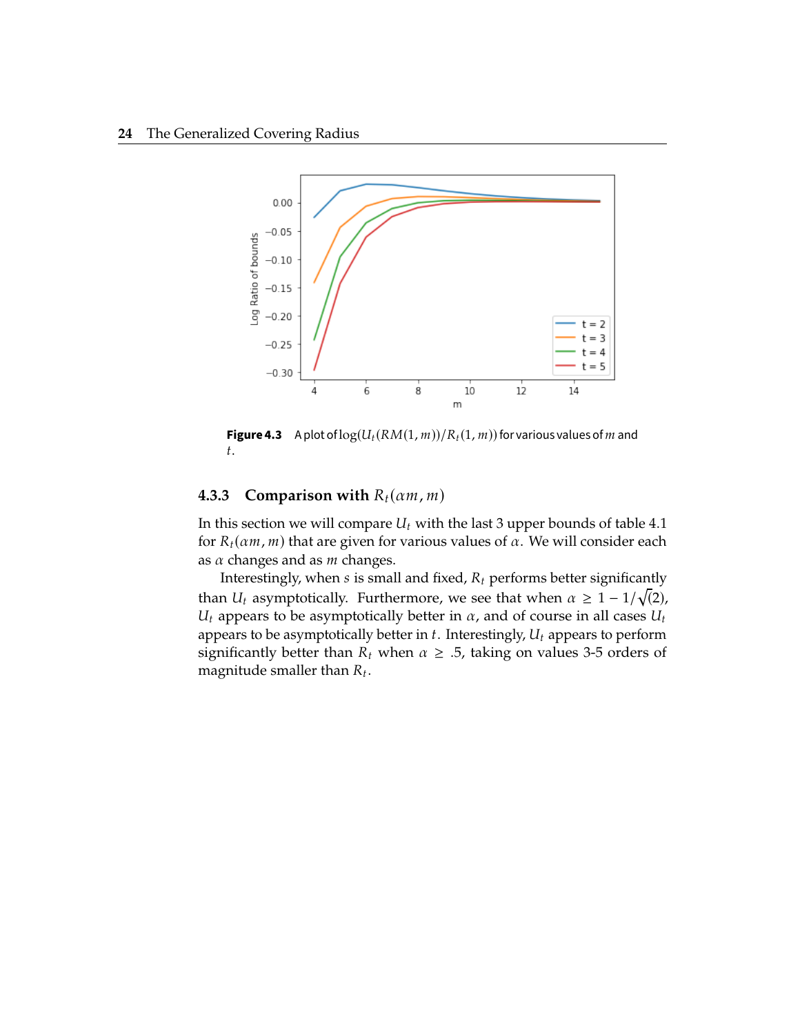0.00
−0.05
−0.10
−0.15
−0.20
−0.25
−0.30

Log Ratio of bounds

4
6
8
10
12
14

m

t = 2
t = 3
t = 4
t = 5

**Figure 4.3** A plot of $\log(U_t(RM(1, m))/R_t(1, m))$ for various values of $m$ and $t$.

### 4.3.3 Comparison with $R_t(\alpha m, m)$

In this section we will compare $U_t$ with the last 3 upper bounds of table 4.1 for $R_t(\alpha m, m)$ that are given for various values of $\alpha$. We will consider each as $\alpha$ changes and as $m$ changes.

Interestingly, when $s$ is small and fixed, $R_t$ performs better significantly than $U_t$ asymptotically. Furthermore, we see that when $\alpha \geq 1 - 1/\sqrt(2)$, $U_t$ appears to be asymptotically better in $\alpha$, and of course in all cases $U_t$ appears to be asymptotically better in $t$. Interestingly, $U_t$ appears to perform significantly better than $R_t$ when $\alpha \geq .5$, taking on values 3-5 orders of magnitude smaller than $R_t$.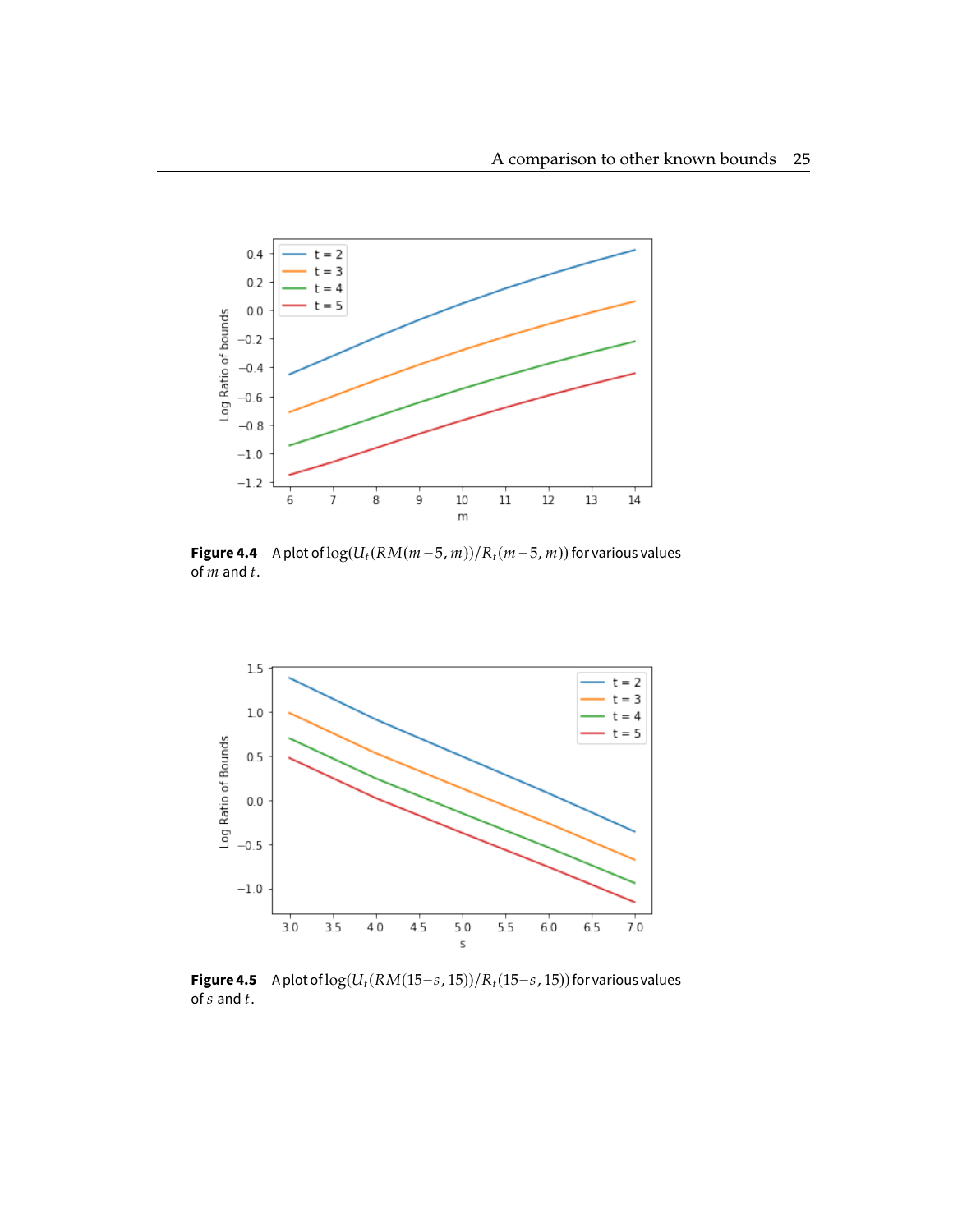0.4
0.2
0.0
−0.2
−0.4
−0.6
−0.8
−1.0
−1.2

Log Ratio of bounds

6 7 8 9 10 11 12 13 14

m

t = 2
t = 3
t = 4
t = 5

**Figure 4.4** A plot of $\log(U_t(RM(m-5,m))/R_t(m-5,m))$ for various values of $m$ and $t$.

1.5
1.0
0.5
0.0
−0.5
−1.0

Log Ratio of Bounds

3.0 3.5 4.0 4.5 5.0 5.5 6.0 6.5 7.0

s

t = 2
t = 3
t = 4
t = 5

**Figure 4.5** A plot of $\log(U_t(RM(15-s,15))/R_t(15-s,15))$ for various values of $s$ and $t$.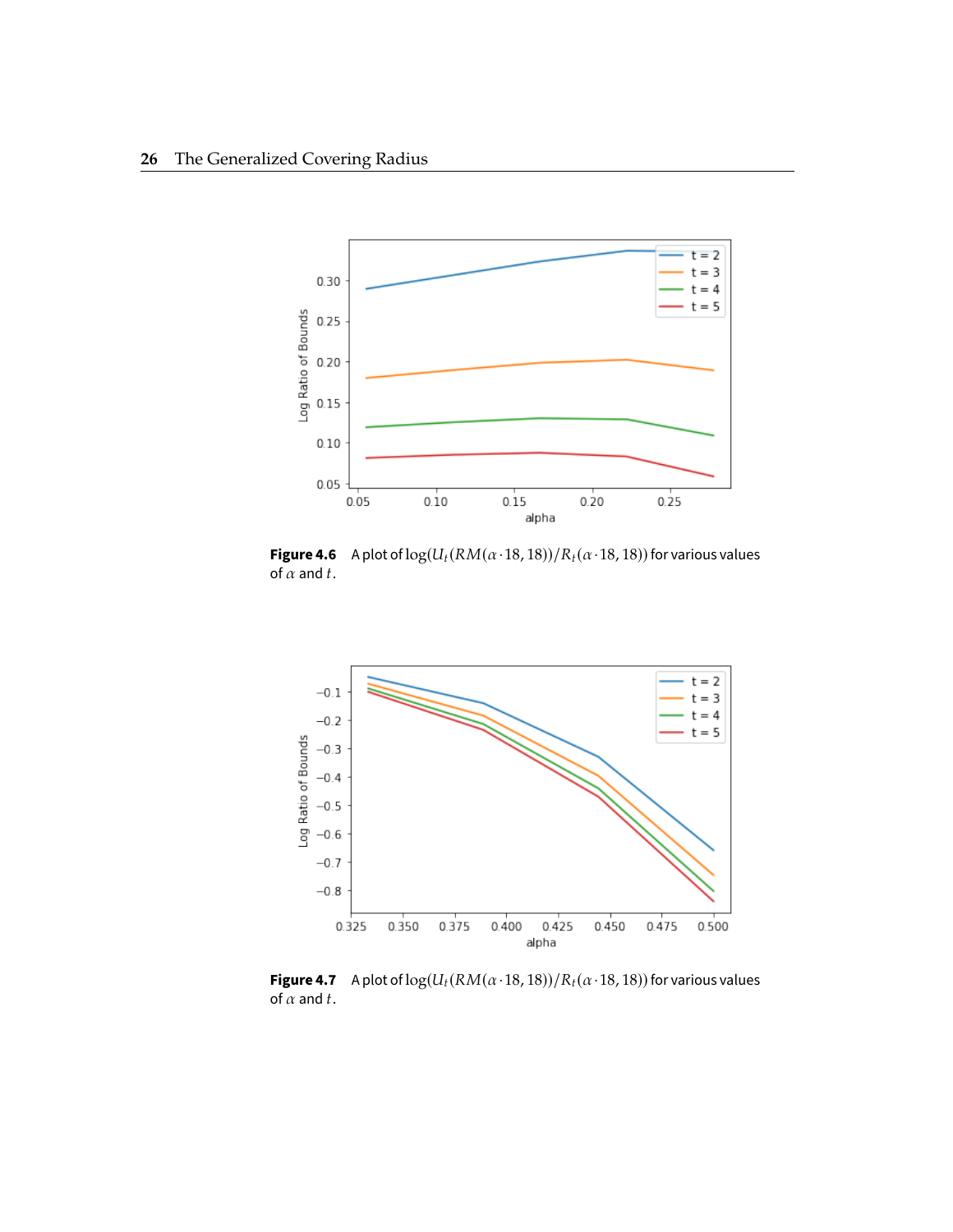t = 2
t = 3
t = 4
t = 5

Log Ratio of Bounds

0.30
0.25
0.20
0.15
0.10
0.05

0.05 0.10 0.15 0.20 0.25

alpha

**Figure 4.6** A plot of $\log(U_t(RM(\alpha \cdot 18, 18))/R_t(\alpha \cdot 18, 18))$ for various values of $\alpha$ and $t$.

t = 2
t = 3
t = 4
t = 5

Log Ratio of Bounds

−0.1
−0.2
−0.3
−0.4
−0.5
−0.6
−0.7
−0.8

0.325 0.350 0.375 0.400 0.425 0.450 0.475 0.500

alpha

**Figure 4.7** A plot of $\log(U_t(RM(\alpha \cdot 18, 18))/R_t(\alpha \cdot 18, 18))$ for various values of $\alpha$ and $t$.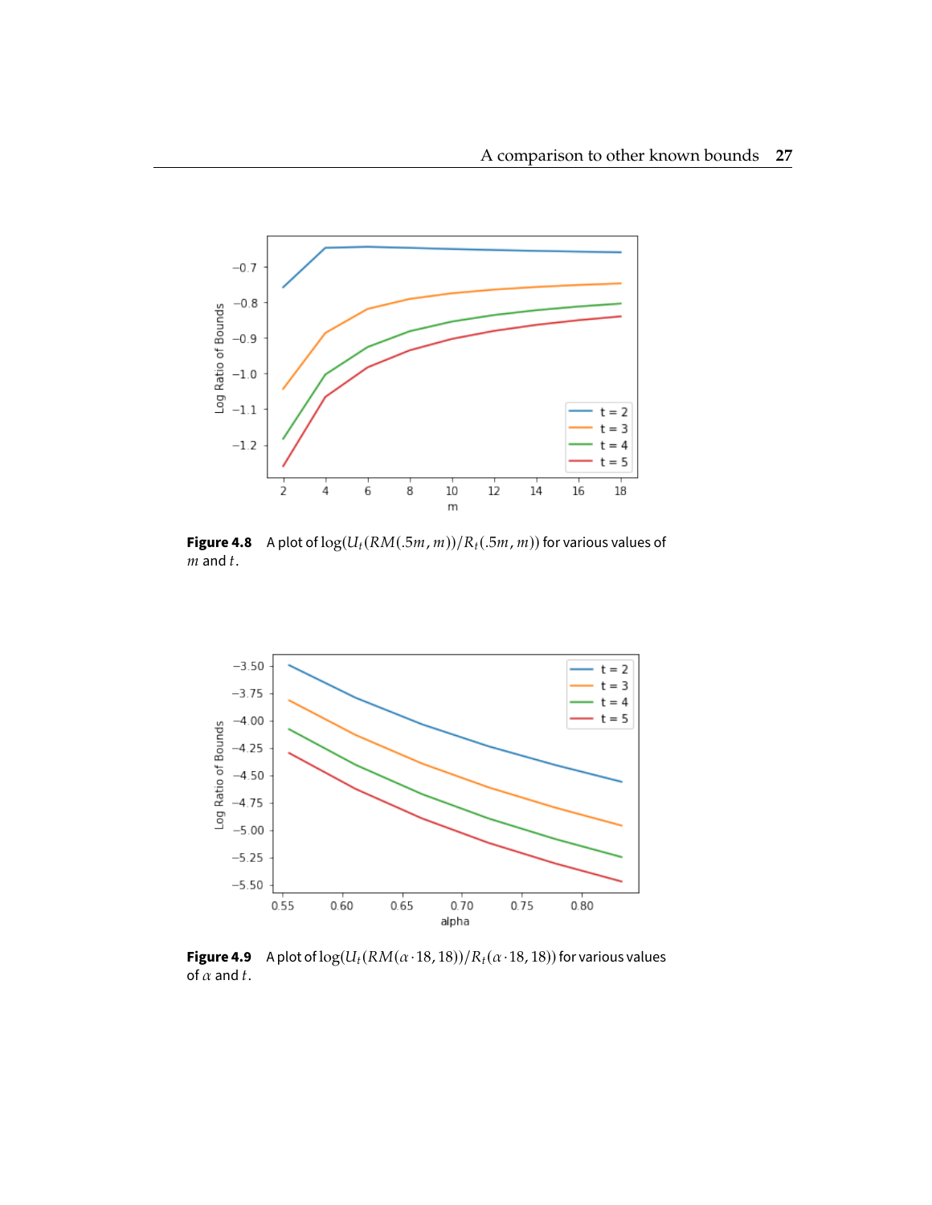Log Ratio of Bounds

−0.7
−0.8
−0.9
−1.0
−1.1
−1.2

2 4 6 8 10 12 14 16 18

m

t = 2
t = 3
t = 4
t = 5

**Figure 4.8** A plot of $\log(U_t(RM(.5m, m))/R_t(.5m, m))$ for various values of $m$ and $t$.

Log Ratio of Bounds

−3.50
−3.75
−4.00
−4.25
−4.50
−4.75
−5.00
−5.25
−5.50

0.55 0.60 0.65 0.70 0.75 0.80

alpha

t = 2
t = 3
t = 4
t = 5

**Figure 4.9** A plot of $\log(U_t(RM(\alpha \cdot 18, 18))/R_t(\alpha \cdot 18, 18))$ for various values of $\alpha$ and $t$.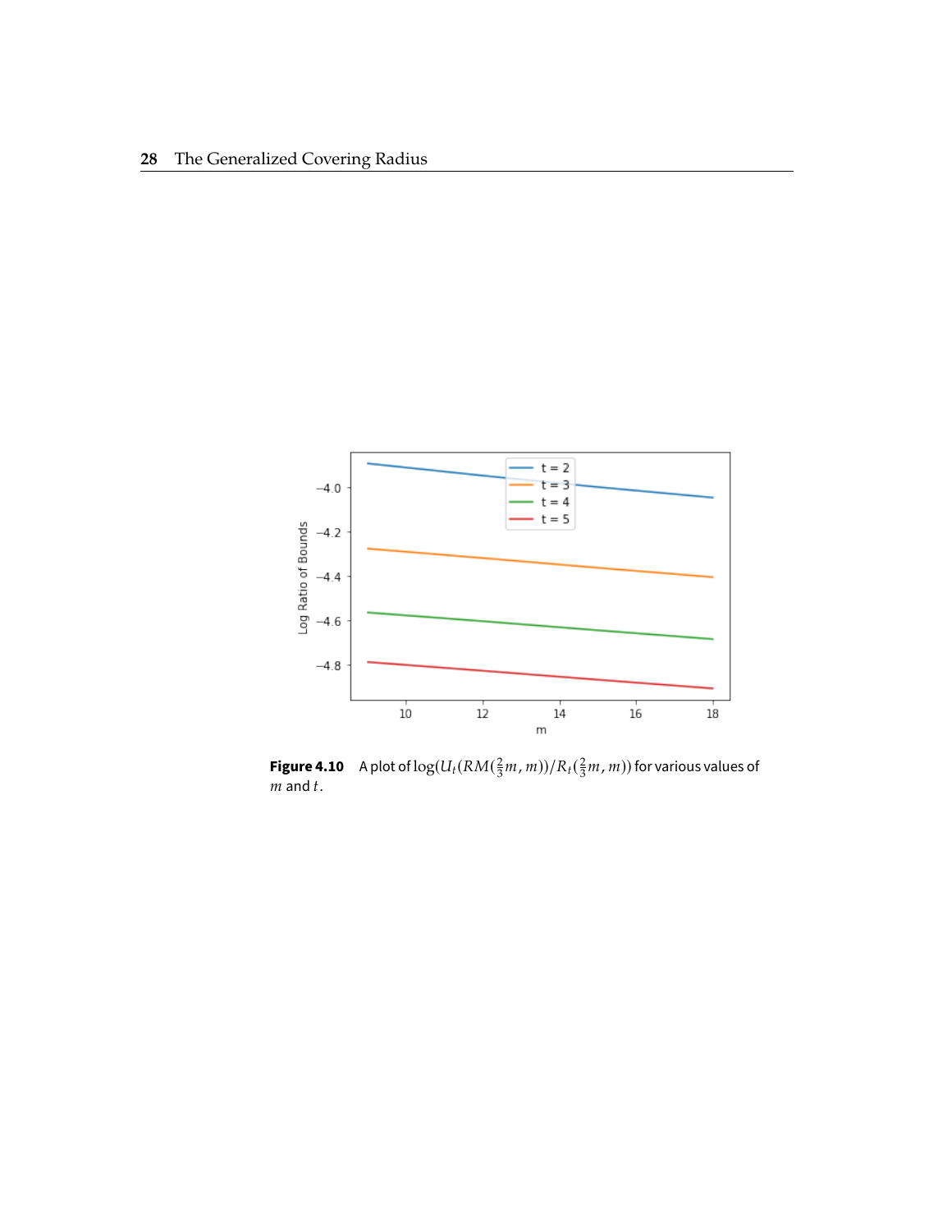t = 2
t = 3
t = 4
t = 5

Log Ratio of Bounds

−4.0
−4.2
−4.4
−4.6
−4.8

10
12
14
16
18

m

**Figure 4.10** A plot of $\log(U_t(RM(\frac{2}{3}m, m))/R_t(\frac{2}{3}m, m))$ for various values of $m$ and $t$.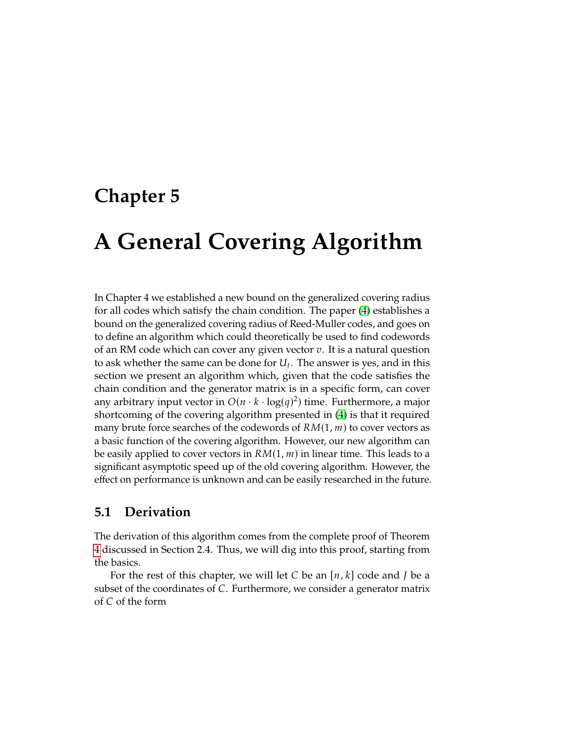# Chapter 5

# A General Covering Algorithm

In Chapter 4 we established a new bound on the generalized covering radius for all codes which satisfy the chain condition. The paper (4) establishes a bound on the generalized covering radius of Reed-Muller codes, and goes on to define an algorithm which could theoretically be used to find codewords of an RM code which can cover any given vector $v$. It is a natural question to ask whether the same can be done for $U_t$. The answer is yes, and in this section we present an algorithm which, given that the code satisfies the chain condition and the generator matrix is in a specific form, can cover any arbitrary input vector in $O(n \cdot k \cdot \log(q)^2)$ time. Furthermore, a major shortcoming of the covering algorithm presented in (4) is that it required many brute force searches of the codewords of $RM(1, m)$ to cover vectors as a basic function of the covering algorithm. However, our new algorithm can be easily applied to cover vectors in $RM(1, m)$ in linear time. This leads to a significant asymptotic speed up of the old covering algorithm. However, the effect on performance is unknown and can be easily researched in the future.

## 5.1 Derivation

The derivation of this algorithm comes from the complete proof of Theorem 4 discussed in Section 2.4. Thus, we will dig into this proof, starting from the basics.

For the rest of this chapter, we will let $C$ be an $[n, k]$ code and $J$ be a subset of the coordinates of $C$. Furthermore, we consider a generator matrix of $C$ of the form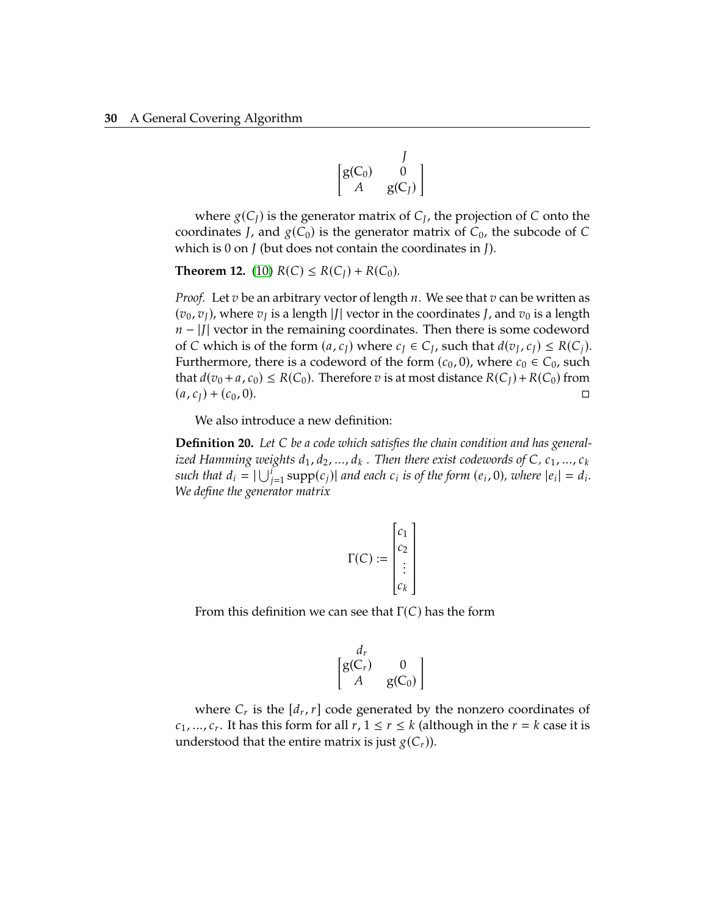$$\begin{bmatrix} \text{g(C}_0) & \overset{J}{0} \\ A & \text{g(C}_J) \end{bmatrix}$$

where $g(C_J)$ is the generator matrix of $C_J$, the projection of $C$ onto the coordinates $J$, and $g(C_0)$ is the generator matrix of $C_0$, the subcode of $C$ which is 0 on $J$ (but does not contain the coordinates in $J$).

**Theorem 12.** (10) $R(C) \leq R(C_J) + R(C_0)$.

*Proof.* Let $v$ be an arbitrary vector of length $n$. We see that $v$ can be written as $(v_0, v_J)$, where $v_J$ is a length $|J|$ vector in the coordinates $J$, and $v_0$ is a length $n - |J|$ vector in the remaining coordinates. Then there is some codeword of $C$ which is of the form $(a, c_J)$ where $c_J \in C_J$, such that $d(v_J, c_J) \leq R(C_j)$. Furthermore, there is a codeword of the form $(c_0, 0)$, where $c_0 \in C_0$, such that $d(v_0 + a, c_0) \leq R(C_0)$. Therefore $v$ is at most distance $R(C_J) + R(C_0)$ from $(a, c_J) + (c_0, 0)$. □

We also introduce a new definition:

**Definition 20.** *Let $C$ be a code which satisfies the chain condition and has generalized Hamming weights $d_1, d_2, ..., d_k$ . Then there exist codewords of $C$, $c_1, ..., c_k$ such that $d_i = |\bigcup_{j=1}^{i} \operatorname{supp}(c_j)|$ and each $c_i$ is of the form $(e_i, 0)$, where $|e_i| = d_i$. We define the generator matrix*

$$\Gamma(C) := \begin{bmatrix} c_1 \\ c_2 \\ \vdots \\ c_k \end{bmatrix}$$

From this definition we can see that $\Gamma(C)$ has the form

$$\begin{bmatrix} \overset{d_r}{\text{g(C}_r)} & 0 \\ A & \text{g(C}_0) \end{bmatrix}$$

where $C_r$ is the $[d_r, r]$ code generated by the nonzero coordinates of $c_1, ..., c_r$. It has this form for all $r$, $1 \leq r \leq k$ (although in the $r = k$ case it is understood that the entire matrix is just $g(C_r)$).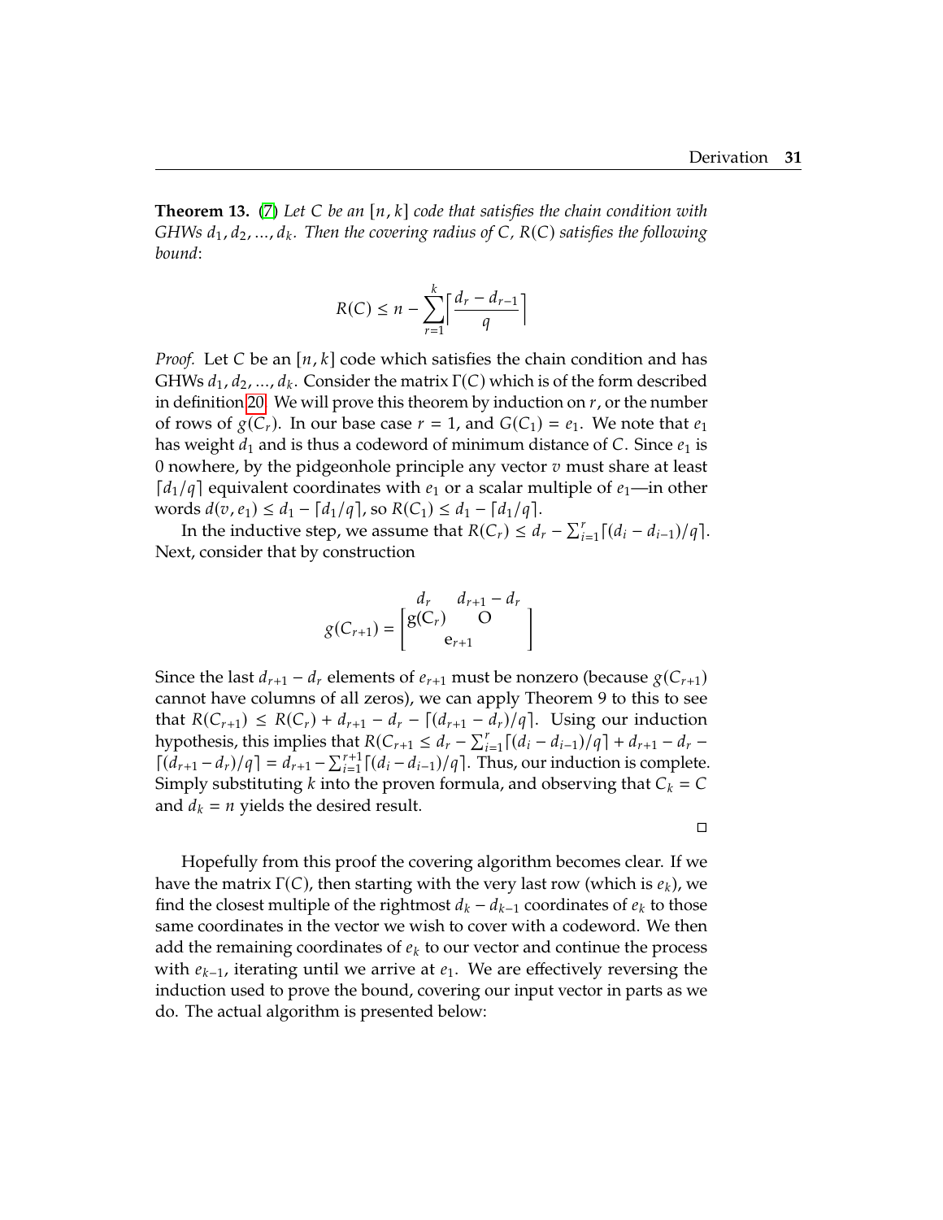**Theorem 13.** (7) *Let $C$ be an $[n, k]$ code that satisfies the chain condition with GHWs $d_1, d_2, ..., d_k$. Then the covering radius of $C$, $R(C)$ satisfies the following bound*:

$$R(C) \leq n - \sum_{r=1}^{k} \left\lceil \frac{d_r - d_{r-1}}{q} \right\rceil$$

*Proof.* Let $C$ be an $[n, k]$ code which satisfies the chain condition and has GHWs $d_1, d_2, ..., d_k$. Consider the matrix $\Gamma(C)$ which is of the form described in definition 20. We will prove this theorem by induction on $r$, or the number of rows of $g(C_r)$. In our base case $r = 1$, and $G(C_1) = e_1$. We note that $e_1$ has weight $d_1$ and is thus a codeword of minimum distance of $C$. Since $e_1$ is 0 nowhere, by the pidgeonhole principle any vector $v$ must share at least $\lceil d_1/q \rceil$ equivalent coordinates with $e_1$ or a scalar multiple of $e_1$—in other words $d(v, e_1) \leq d_1 - \lceil d_1/q \rceil$, so $R(C_1) \leq d_1 - \lceil d_1/q \rceil$.

In the inductive step, we assume that $R(C_r) \leq d_r - \sum_{i=1}^{r} \lceil (d_i - d_{i-1})/q \rceil$. Next, consider that by construction

$$g(C_{r+1}) = \begin{bmatrix} \overset{d_r}{\text{g}(\text{C}_r)} & \overset{d_{r+1} - d_r}{\text{O}} \\ \multicolumn{2}{c}{\text{e}_{r+1}} \end{bmatrix}$$

Since the last $d_{r+1} - d_r$ elements of $e_{r+1}$ must be nonzero (because $g(C_{r+1})$ cannot have columns of all zeros), we can apply Theorem 9 to this to see that $R(C_{r+1}) \leq R(C_r) + d_{r+1} - d_r - \lceil (d_{r+1} - d_r)/q \rceil$. Using our induction hypothesis, this implies that $R(C_{r+1} \leq d_r - \sum_{i=1}^{r} \lceil (d_i - d_{i-1})/q \rceil + d_{r+1} - d_r - \lceil (d_{r+1} - d_r)/q \rceil = d_{r+1} - \sum_{i=1}^{r+1} \lceil (d_i - d_{i-1})/q \rceil$. Thus, our induction is complete. Simply substituting $k$ into the proven formula, and observing that $C_k = C$ and $d_k = n$ yields the desired result.

□

Hopefully from this proof the covering algorithm becomes clear. If we have the matrix $\Gamma(C)$, then starting with the very last row (which is $e_k$), we find the closest multiple of the rightmost $d_k - d_{k-1}$ coordinates of $e_k$ to those same coordinates in the vector we wish to cover with a codeword. We then add the remaining coordinates of $e_k$ to our vector and continue the process with $e_{k-1}$, iterating until we arrive at $e_1$. We are effectively reversing the induction used to prove the bound, covering our input vector in parts as we do. The actual algorithm is presented below: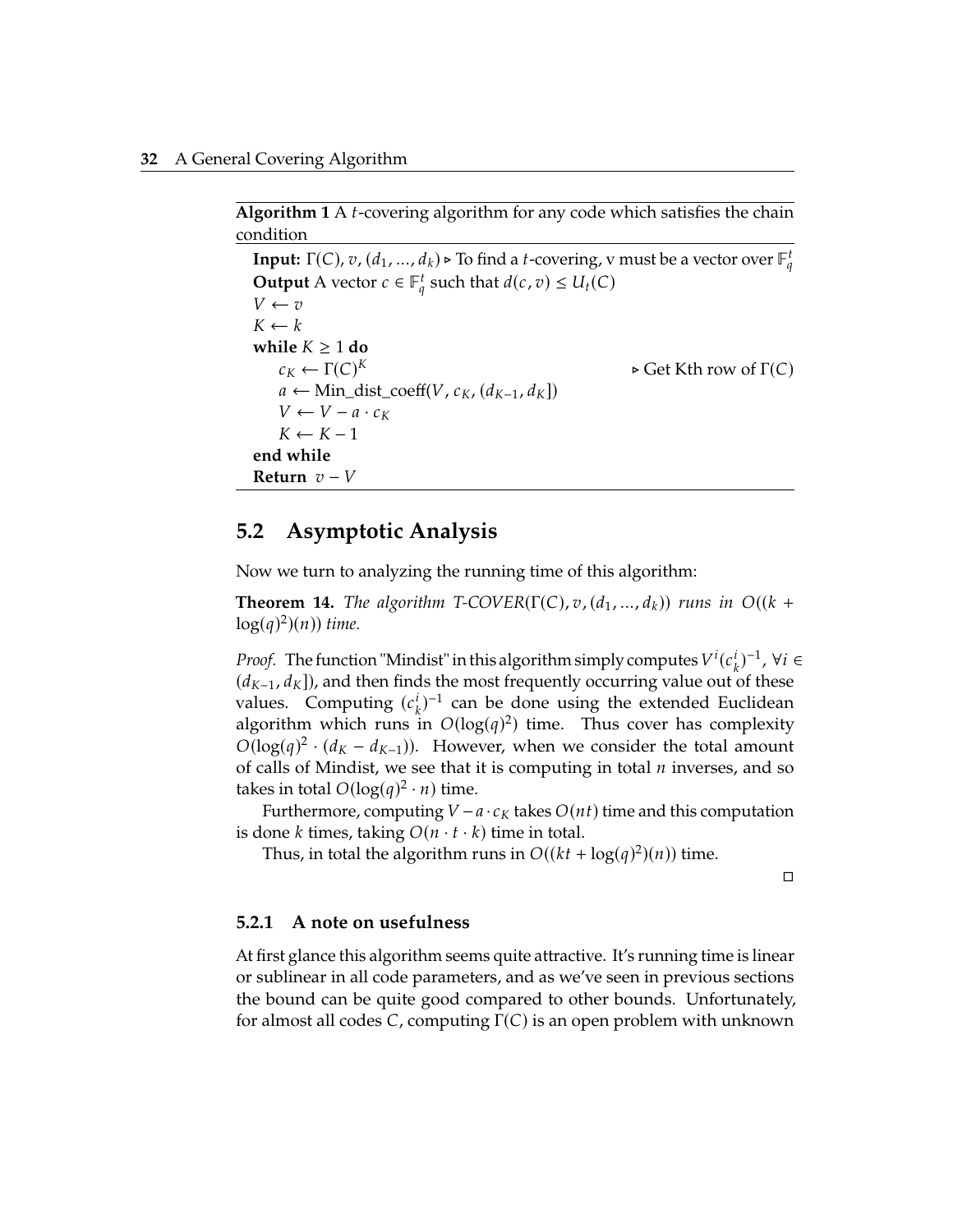**Algorithm 1** A $t$-covering algorithm for any code which satisfies the chain condition

```
Input: Γ(C), v, (d_1, ..., d_k)   ▷ To find a t-covering, v must be a vector over F_q^t
Output A vector c ∈ F_q^t such that d(c, v) ≤ U_t(C)
V ← v
K ← k
while K ≥ 1 do
    c_K ← Γ(C)^K                                    ▷ Get Kth row of Γ(C)
    a ← Min_dist_coeff(V, c_K, (d_{K−1}, d_K])
    V ← V − a · c_K
    K ← K − 1
end while
Return v − V
```

## 5.2 Asymptotic Analysis

Now we turn to analyzing the running time of this algorithm:

**Theorem 14.** *The algorithm T-COVER($\Gamma(C), v, (d_1, ..., d_k)$) runs in $O((k + \log(q)^2)(n))$ time.*

*Proof.* The function "Mindist" in this algorithm simply computes $V^i(c_k^i)^{-1}$, $\forall i \in (d_{K-1}, d_K])$, and then finds the most frequently occurring value out of these values. Computing $(c_k^i)^{-1}$ can be done using the extended Euclidean algorithm which runs in $O(\log(q)^2)$ time. Thus cover has complexity $O(\log(q)^2 \cdot (d_K - d_{K-1}))$. However, when we consider the total amount of calls of Mindist, we see that it is computing in total $n$ inverses, and so takes in total $O(\log(q)^2 \cdot n)$ time.

Furthermore, computing $V - a \cdot c_K$ takes $O(nt)$ time and this computation is done $k$ times, taking $O(n \cdot t \cdot k)$ time in total.

Thus, in total the algorithm runs in $O((kt + \log(q)^2)(n))$ time.

□

### 5.2.1 A note on usefulness

At first glance this algorithm seems quite attractive. It's running time is linear or sublinear in all code parameters, and as we've seen in previous sections the bound can be quite good compared to other bounds. Unfortunately, for almost all codes $C$, computing $\Gamma(C)$ is an open problem with unknown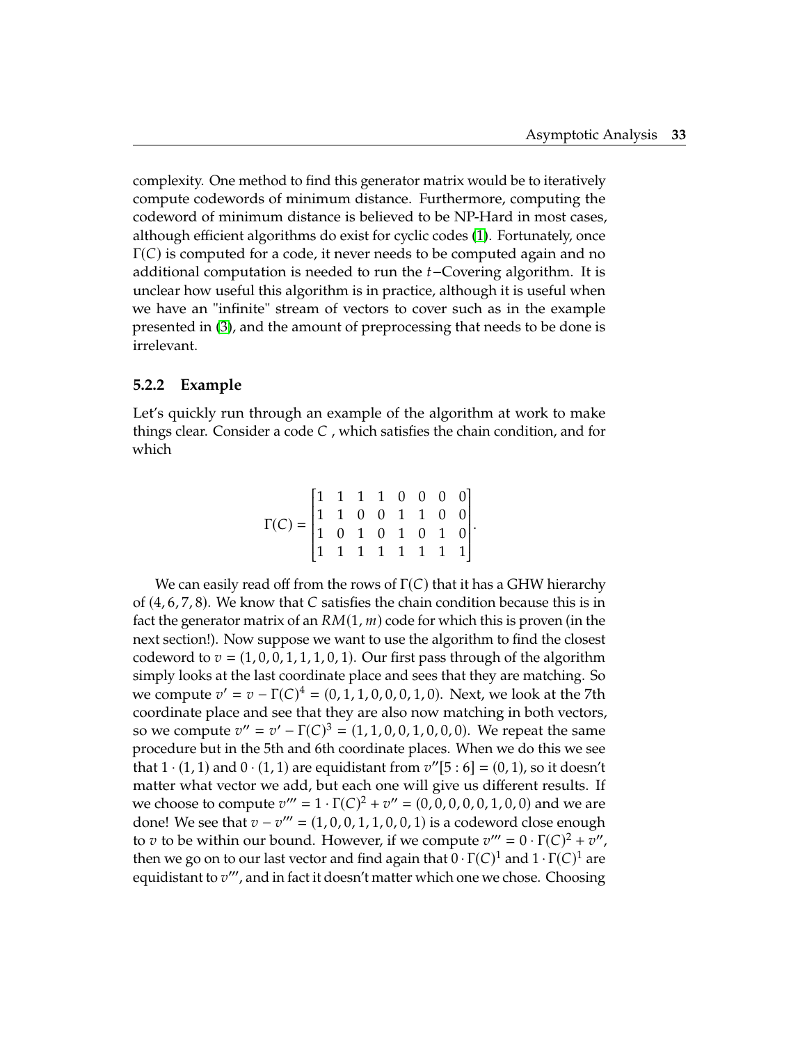complexity. One method to find this generator matrix would be to iteratively compute codewords of minimum distance. Furthermore, computing the codeword of minimum distance is believed to be NP-Hard in most cases, although efficient algorithms do exist for cyclic codes (1). Fortunately, once $\Gamma(C)$ is computed for a code, it never needs to be computed again and no additional computation is needed to run the $t-$Covering algorithm. It is unclear how useful this algorithm is in practice, although it is useful when we have an "infinite" stream of vectors to cover such as in the example presented in (3), and the amount of preprocessing that needs to be done is irrelevant.

### 5.2.2 Example

Let's quickly run through an example of the algorithm at work to make things clear. Consider a code $C$ , which satisfies the chain condition, and for which

$$\Gamma(C) = \begin{bmatrix} 1 & 1 & 1 & 1 & 0 & 0 & 0 & 0 \\ 1 & 1 & 0 & 0 & 1 & 1 & 0 & 0 \\ 1 & 0 & 1 & 0 & 1 & 0 & 1 & 0 \\ 1 & 1 & 1 & 1 & 1 & 1 & 1 & 1 \end{bmatrix}.$$

We can easily read off from the rows of $\Gamma(C)$ that it has a GHW hierarchy of $(4, 6, 7, 8)$. We know that $C$ satisfies the chain condition because this is in fact the generator matrix of an $RM(1, m)$ code for which this is proven (in the next section!). Now suppose we want to use the algorithm to find the closest codeword to $v = (1, 0, 0, 1, 1, 1, 0, 1)$. Our first pass through of the algorithm simply looks at the last coordinate place and sees that they are matching. So we compute $v' = v - \Gamma(C)^4 = (0, 1, 1, 0, 0, 0, 1, 0)$. Next, we look at the 7th coordinate place and see that they are also now matching in both vectors, so we compute $v'' = v' - \Gamma(C)^3 = (1, 1, 0, 0, 1, 0, 0, 0)$. We repeat the same procedure but in the 5th and 6th coordinate places. When we do this we see that $1 \cdot (1, 1)$ and $0 \cdot (1, 1)$ are equidistant from $v''[5 : 6] = (0, 1)$, so it doesn't matter what vector we add, but each one will give us different results. If we choose to compute $v''' = 1 \cdot \Gamma(C)^2 + v'' = (0, 0, 0, 0, 0, 1, 0, 0)$ and we are done! We see that $v - v''' = (1, 0, 0, 1, 1, 0, 0, 1)$ is a codeword close enough to $v$ to be within our bound. However, if we compute $v''' = 0 \cdot \Gamma(C)^2 + v''$, then we go on to our last vector and find again that $0 \cdot \Gamma(C)^1$ and $1 \cdot \Gamma(C)^1$ are equidistant to $v'''$, and in fact it doesn't matter which one we chose. Choosing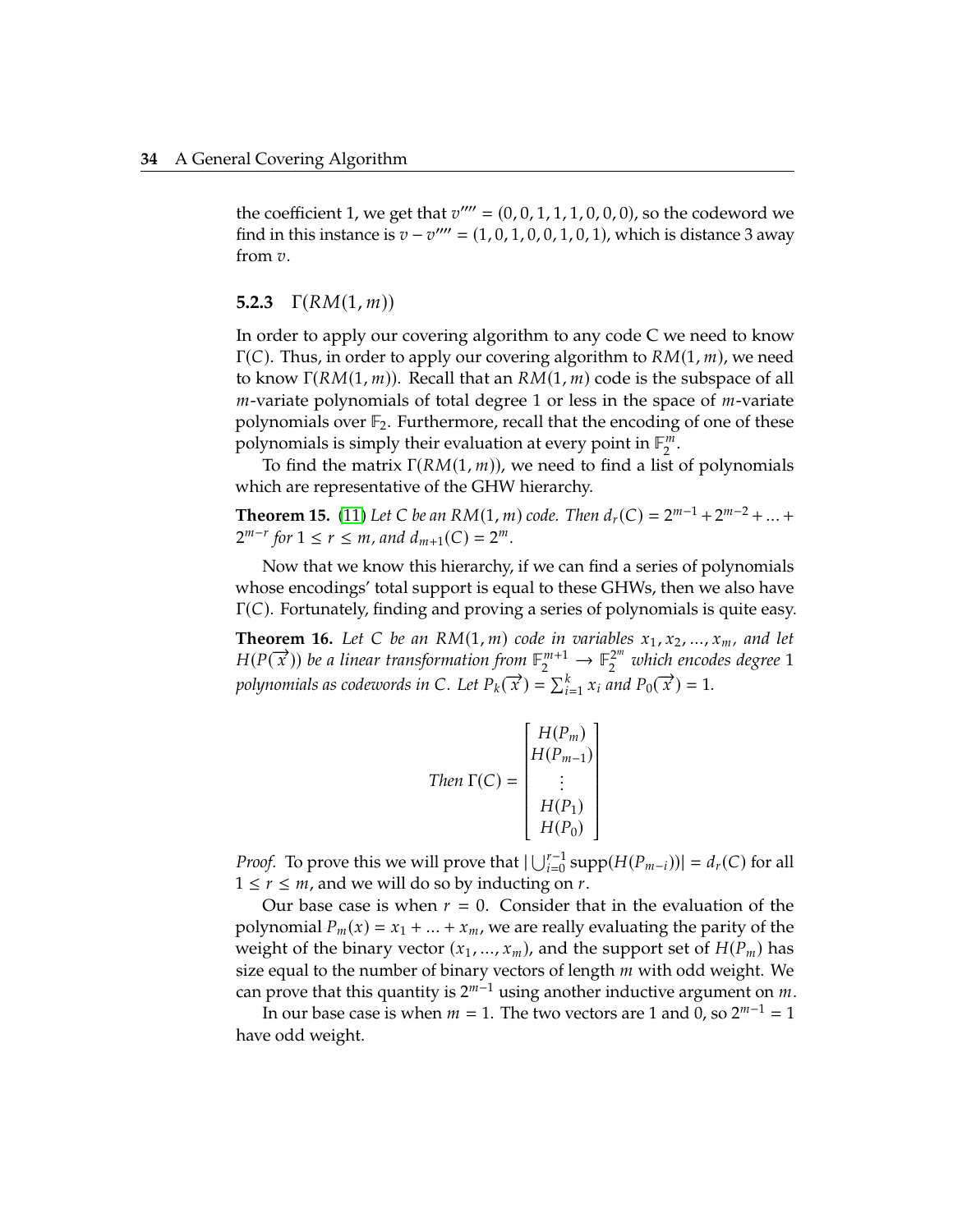the coefficient 1, we get that $v'''' = (0, 0, 1, 1, 1, 0, 0, 0)$, so the codeword we find in this instance is $v - v'''' = (1, 0, 1, 0, 0, 1, 0, 1)$, which is distance 3 away from $v$.

### 5.2.3 $\Gamma(RM(1, m))$

In order to apply our covering algorithm to any code C we need to know $\Gamma(C)$. Thus, in order to apply our covering algorithm to $RM(1, m)$, we need to know $\Gamma(RM(1, m))$. Recall that an $RM(1, m)$ code is the subspace of all $m$-variate polynomials of total degree 1 or less in the space of $m$-variate polynomials over $\mathbb{F}_2$. Furthermore, recall that the encoding of one of these polynomials is simply their evaluation at every point in $\mathbb{F}_2^m$.

To find the matrix $\Gamma(RM(1, m))$, we need to find a list of polynomials which are representative of the GHW hierarchy.

**Theorem 15.** (11) *Let C be an $RM(1, m)$ code. Then $d_r(C) = 2^{m-1} + 2^{m-2} + ... + 2^{m-r}$ for $1 \leq r \leq m$, and $d_{m+1}(C) = 2^m$.*

Now that we know this hierarchy, if we can find a series of polynomials whose encodings' total support is equal to these GHWs, then we also have $\Gamma(C)$. Fortunately, finding and proving a series of polynomials is quite easy.

**Theorem 16.** *Let C be an $RM(1, m)$ code in variables $x_1, x_2, ..., x_m$, and let $H(P(\overrightarrow{x}))$ be a linear transformation from $\mathbb{F}_2^{m+1} \to \mathbb{F}_2^{2^m}$ which encodes degree 1 polynomials as codewords in C. Let $P_k(\overrightarrow{x}) = \sum_{i=1}^{k} x_i$ and $P_0(\overrightarrow{x}) = 1$.*

$$\text{Then } \Gamma(C) = \begin{bmatrix} H(P_m) \\ H(P_{m-1}) \\ \vdots \\ H(P_1) \\ H(P_0) \end{bmatrix}$$

*Proof.* To prove this we will prove that $|\bigcup_{i=0}^{r-1} \text{supp}(H(P_{m-i}))| = d_r(C)$ for all $1 \leq r \leq m$, and we will do so by inducting on $r$.

Our base case is when $r = 0$. Consider that in the evaluation of the polynomial $P_m(x) = x_1 + ... + x_m$, we are really evaluating the parity of the weight of the binary vector $(x_1, ..., x_m)$, and the support set of $H(P_m)$ has size equal to the number of binary vectors of length $m$ with odd weight. We can prove that this quantity is $2^{m-1}$ using another inductive argument on $m$.

In our base case is when $m = 1$. The two vectors are 1 and 0, so $2^{m-1} = 1$ have odd weight.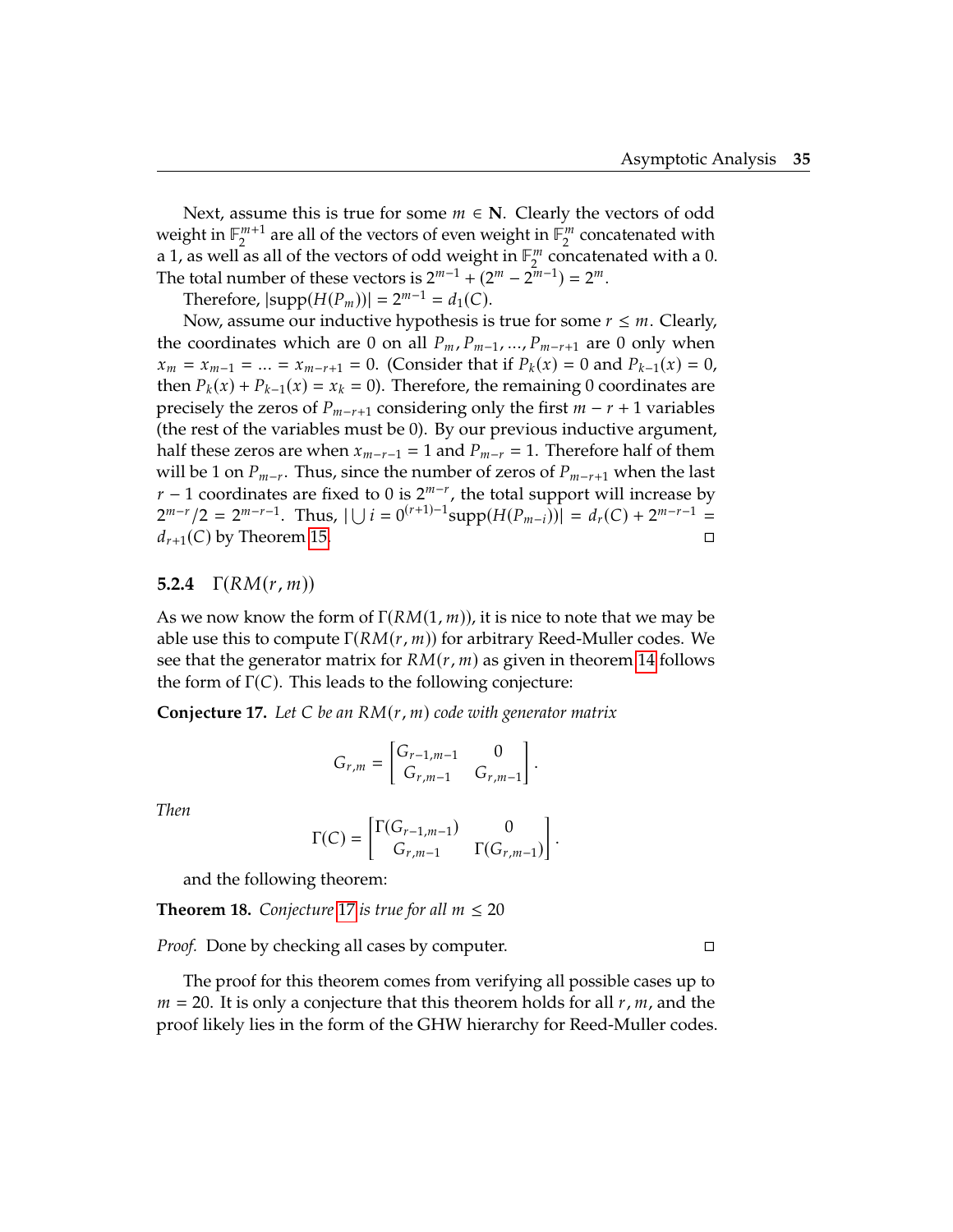Next, assume this is true for some $m \in \mathbf{N}$. Clearly the vectors of odd weight in $\mathbb{F}_2^{m+1}$ are all of the vectors of even weight in $\mathbb{F}_2^m$ concatenated with a 1, as well as all of the vectors of odd weight in $\mathbb{F}_2^m$ concatenated with a 0. The total number of these vectors is $2^{m-1} + (2^m - 2^{m-1}) = 2^m$.

Therefore, $|\text{supp}(H(P_m))| = 2^{m-1} = d_1(C)$.

Now, assume our inductive hypothesis is true for some $r \leq m$. Clearly, the coordinates which are 0 on all $P_m, P_{m-1}, \ldots, P_{m-r+1}$ are 0 only when $x_m = x_{m-1} = \ldots = x_{m-r+1} = 0$. (Consider that if $P_k(x) = 0$ and $P_{k-1}(x) = 0$, then $P_k(x) + P_{k-1}(x) = x_k = 0$). Therefore, the remaining 0 coordinates are precisely the zeros of $P_{m-r+1}$ considering only the first $m - r + 1$ variables (the rest of the variables must be 0). By our previous inductive argument, half these zeros are when $x_{m-r-1} = 1$ and $P_{m-r} = 1$. Therefore half of them will be 1 on $P_{m-r}$. Thus, since the number of zeros of $P_{m-r+1}$ when the last $r - 1$ coordinates are fixed to 0 is $2^{m-r}$, the total support will increase by $2^{m-r}/2 = 2^{m-r-1}$. Thus, $|\bigcup i = 0^{(r+1)-1}\text{supp}(H(P_{m-i}))| = d_r(C) + 2^{m-r-1} = d_{r+1}(C)$ by Theorem 15. ◻

### 5.2.4 $\Gamma(RM(r, m))$

As we now know the form of $\Gamma(RM(1, m))$, it is nice to note that we may be able use this to compute $\Gamma(RM(r, m))$ for arbitrary Reed-Muller codes. We see that the generator matrix for $RM(r, m)$ as given in theorem 14 follows the form of $\Gamma(C)$. This leads to the following conjecture:

**Conjecture 17.** *Let $C$ be an $RM(r, m)$ code with generator matrix*

$$G_{r,m} = \begin{bmatrix} G_{r-1,m-1} & 0 \\ G_{r,m-1} & G_{r,m-1} \end{bmatrix}.$$

*Then*

$$\Gamma(C) = \begin{bmatrix} \Gamma(G_{r-1,m-1}) & 0 \\ G_{r,m-1} & \Gamma(G_{r,m-1}) \end{bmatrix}.$$

and the following theorem:

**Theorem 18.** *Conjecture 17 is true for all $m \leq 20$*

*Proof.* Done by checking all cases by computer. ◻

The proof for this theorem comes from verifying all possible cases up to $m = 20$. It is only a conjecture that this theorem holds for all $r, m$, and the proof likely lies in the form of the GHW hierarchy for Reed-Muller codes.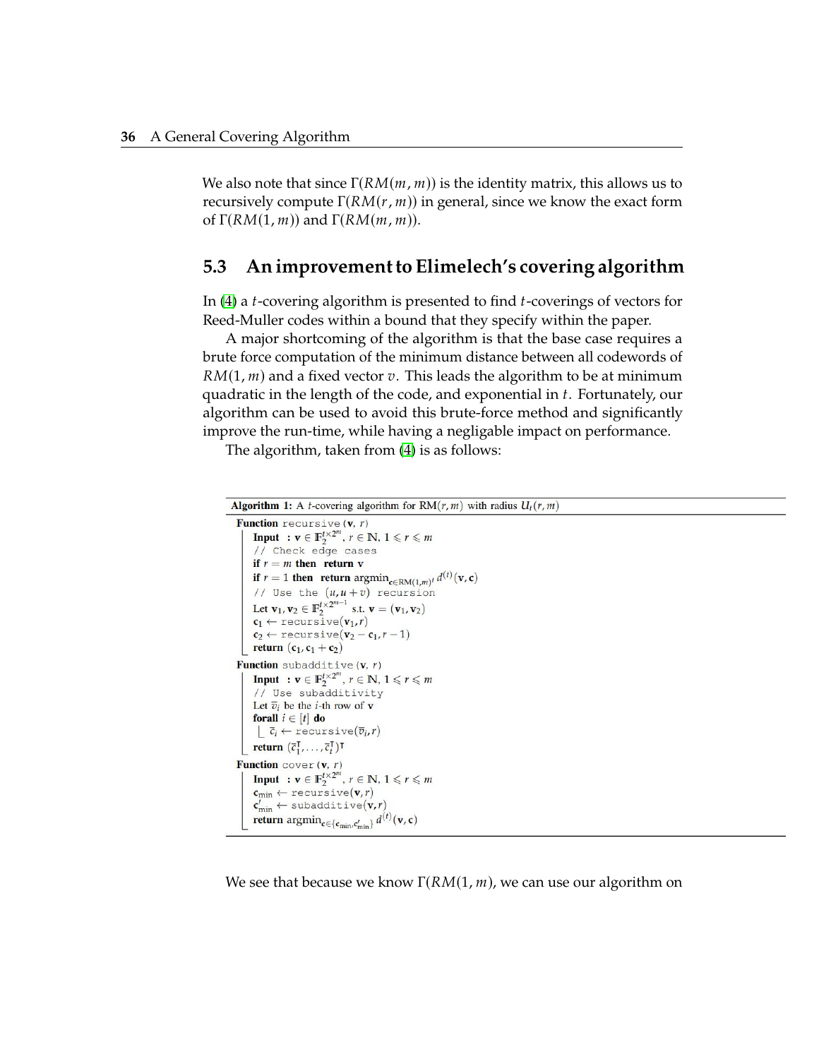We also note that since $\Gamma(RM(m,m))$ is the identity matrix, this allows us to recursively compute $\Gamma(RM(r,m))$ in general, since we know the exact form of $\Gamma(RM(1,m))$ and $\Gamma(RM(m,m))$.

## 5.3 An improvement to Elimelech's covering algorithm

In (4) a $t$-covering algorithm is presented to find $t$-coverings of vectors for Reed-Muller codes within a bound that they specify within the paper.

A major shortcoming of the algorithm is that the base case requires a brute force computation of the minimum distance between all codewords of $RM(1,m)$ and a fixed vector $v$. This leads the algorithm to be at minimum quadratic in the length of the code, and exponential in $t$. Fortunately, our algorithm can be used to avoid this brute-force method and significantly improve the run-time, while having a negligable impact on performance.

The algorithm, taken from (4) is as follows:

**Algorithm 1:** A $t$-covering algorithm for $\mathrm{RM}(r,m)$ with radius $U_t(r,m)$

```
Function recursive (v, r)
    Input : v ∈ F_2^{t×2^m}, r ∈ N, 1 ⩽ r ⩽ m
    // Check edge cases
    if r = m then return v
    if r = 1 then return argmin_{c ∈ RM(1,m)^t} d^(t)(v, c)
    // Use the (u, u+v) recursion
    Let v_1, v_2 ∈ F_2^{t×2^{m-1}} s.t. v = (v_1, v_2)
    c_1 ← recursive(v_1, r)
    c_2 ← recursive(v_2 − c_1, r − 1)
    return (c_1, c_1 + c_2)
Function subadditive (v, r)
    Input : v ∈ F_2^{t×2^m}, r ∈ N, 1 ⩽ r ⩽ m
    // Use subadditivity
    Let v̄_i be the i-th row of v
    forall i ∈ [t] do
        c̄_i ← recursive(v̄_i, r)
    return (c̄_1^T, ..., c̄_t^T)^T
Function cover (v, r)
    Input : v ∈ F_2^{t×2^m}, r ∈ N, 1 ⩽ r ⩽ m
    c_min ← recursive(v, r)
    c'_min ← subadditive(v, r)
    return argmin_{c ∈ {c_min, c'_min}} d^(t)(v, c)
```

We see that because we know $\Gamma(RM(1,m))$, we can use our algorithm on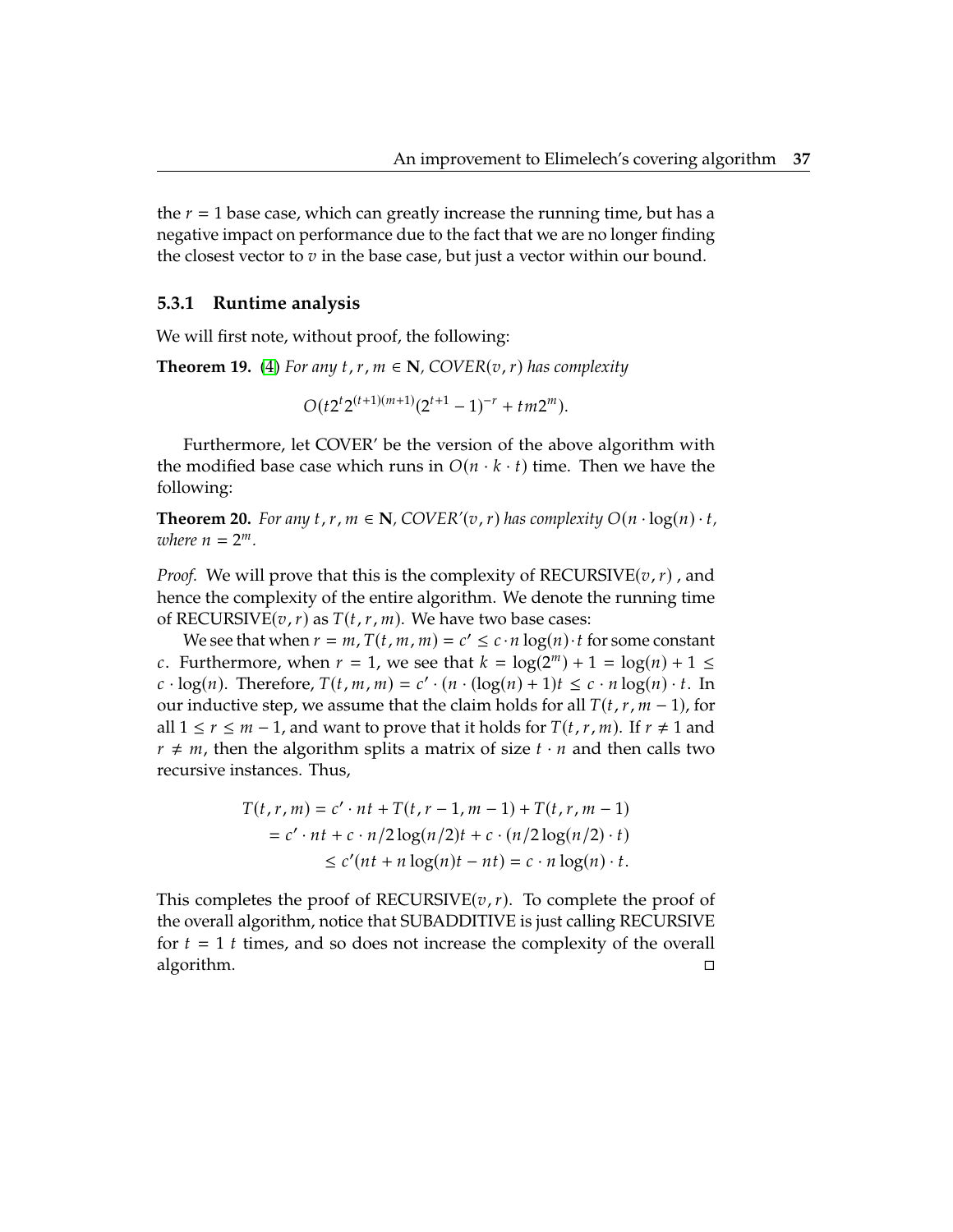the $r = 1$ base case, which can greatly increase the running time, but has a negative impact on performance due to the fact that we are no longer finding the closest vector to $v$ in the base case, but just a vector within our bound.

### 5.3.1 Runtime analysis

We will first note, without proof, the following:

**Theorem 19.** (4) *For any $t, r, m \in \mathbf{N}$, COVER$(v, r)$ has complexity*

$$O(t2^t 2^{(t+1)(m+1)}(2^{t+1} - 1)^{-r} + tm2^m).$$

Furthermore, let COVER′ be the version of the above algorithm with the modified base case which runs in $O(n \cdot k \cdot t)$ time. Then we have the following:

**Theorem 20.** *For any $t, r, m \in \mathbf{N}$, COVER′$(v, r)$ has complexity $O(n \cdot \log(n) \cdot t$, where $n = 2^m$.*

*Proof.* We will prove that this is the complexity of RECURSIVE$(v, r)$ , and hence the complexity of the entire algorithm. We denote the running time of RECURSIVE$(v, r)$ as $T(t, r, m)$. We have two base cases:

We see that when $r = m$, $T(t, m, m) = c' \leq c \cdot n \log(n) \cdot t$ for some constant $c$. Furthermore, when $r = 1$, we see that $k = \log(2^m) + 1 = \log(n) + 1 \leq c \cdot \log(n)$. Therefore, $T(t, m, m) = c' \cdot (n \cdot (\log(n) + 1)t \leq c \cdot n \log(n) \cdot t$. In our inductive step, we assume that the claim holds for all $T(t, r, m - 1)$, for all $1 \leq r \leq m - 1$, and want to prove that it holds for $T(t, r, m)$. If $r \neq 1$ and $r \neq m$, then the algorithm splits a matrix of size $t \cdot n$ and then calls two recursive instances. Thus,

$$\begin{aligned} T(t, r, m) &= c' \cdot nt + T(t, r - 1, m - 1) + T(t, r, m - 1) \\ &= c' \cdot nt + c \cdot n/2 \log(n/2)t + c \cdot (n/2 \log(n/2) \cdot t) \\ &\leq c'(nt + n \log(n)t - nt) = c \cdot n \log(n) \cdot t. \end{aligned}$$

This completes the proof of RECURSIVE$(v, r)$. To complete the proof of the overall algorithm, notice that SUBADDITIVE is just calling RECURSIVE for $t = 1$ $t$ times, and so does not increase the complexity of the overall algorithm. ◻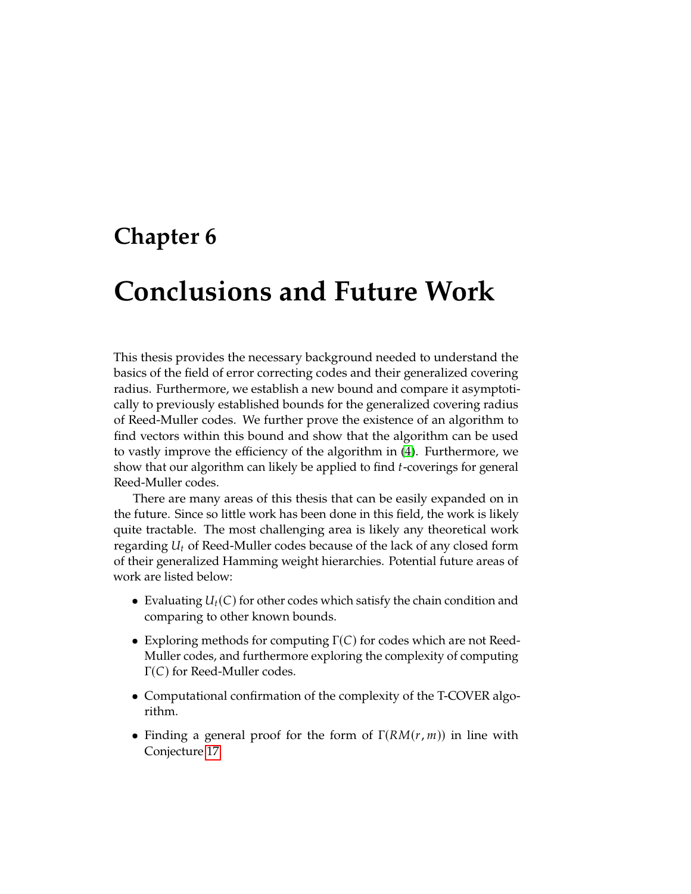# Chapter 6

# Conclusions and Future Work

This thesis provides the necessary background needed to understand the basics of the field of error correcting codes and their generalized covering radius. Furthermore, we establish a new bound and compare it asymptotically to previously established bounds for the generalized covering radius of Reed-Muller codes. We further prove the existence of an algorithm to find vectors within this bound and show that the algorithm can be used to vastly improve the efficiency of the algorithm in (4). Furthermore, we show that our algorithm can likely be applied to find $t$-coverings for general Reed-Muller codes.

There are many areas of this thesis that can be easily expanded on in the future. Since so little work has been done in this field, the work is likely quite tractable. The most challenging area is likely any theoretical work regarding $U_t$ of Reed-Muller codes because of the lack of any closed form of their generalized Hamming weight hierarchies. Potential future areas of work are listed below:

- Evaluating $U_t(C)$ for other codes which satisfy the chain condition and comparing to other known bounds.
- Exploring methods for computing $\Gamma(C)$ for codes which are not Reed-Muller codes, and furthermore exploring the complexity of computing $\Gamma(C)$ for Reed-Muller codes.
- Computational confirmation of the complexity of the T-COVER algorithm.
- Finding a general proof for the form of $\Gamma(RM(r,m))$ in line with Conjecture 17.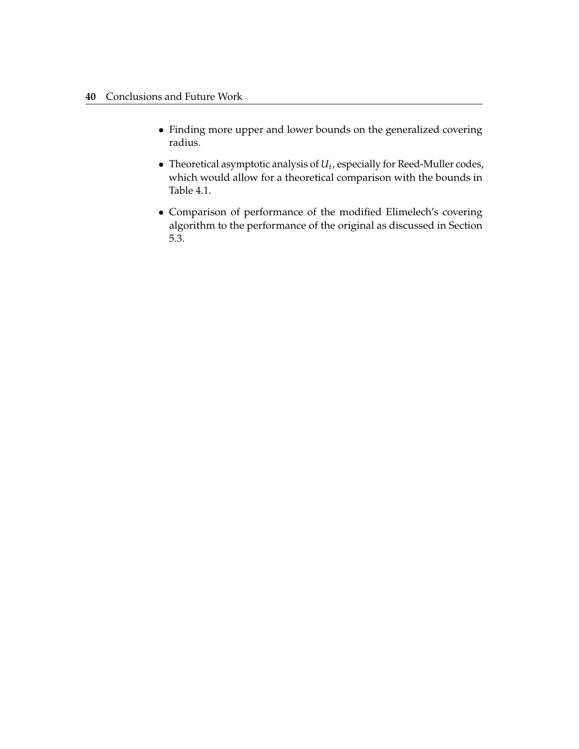- Finding more upper and lower bounds on the generalized covering radius.
- Theoretical asymptotic analysis of $U_t$, especially for Reed-Muller codes, which would allow for a theoretical comparison with the bounds in Table 4.1.
- Comparison of performance of the modified Elimelech's covering algorithm to the performance of the original as discussed in Section 5.3.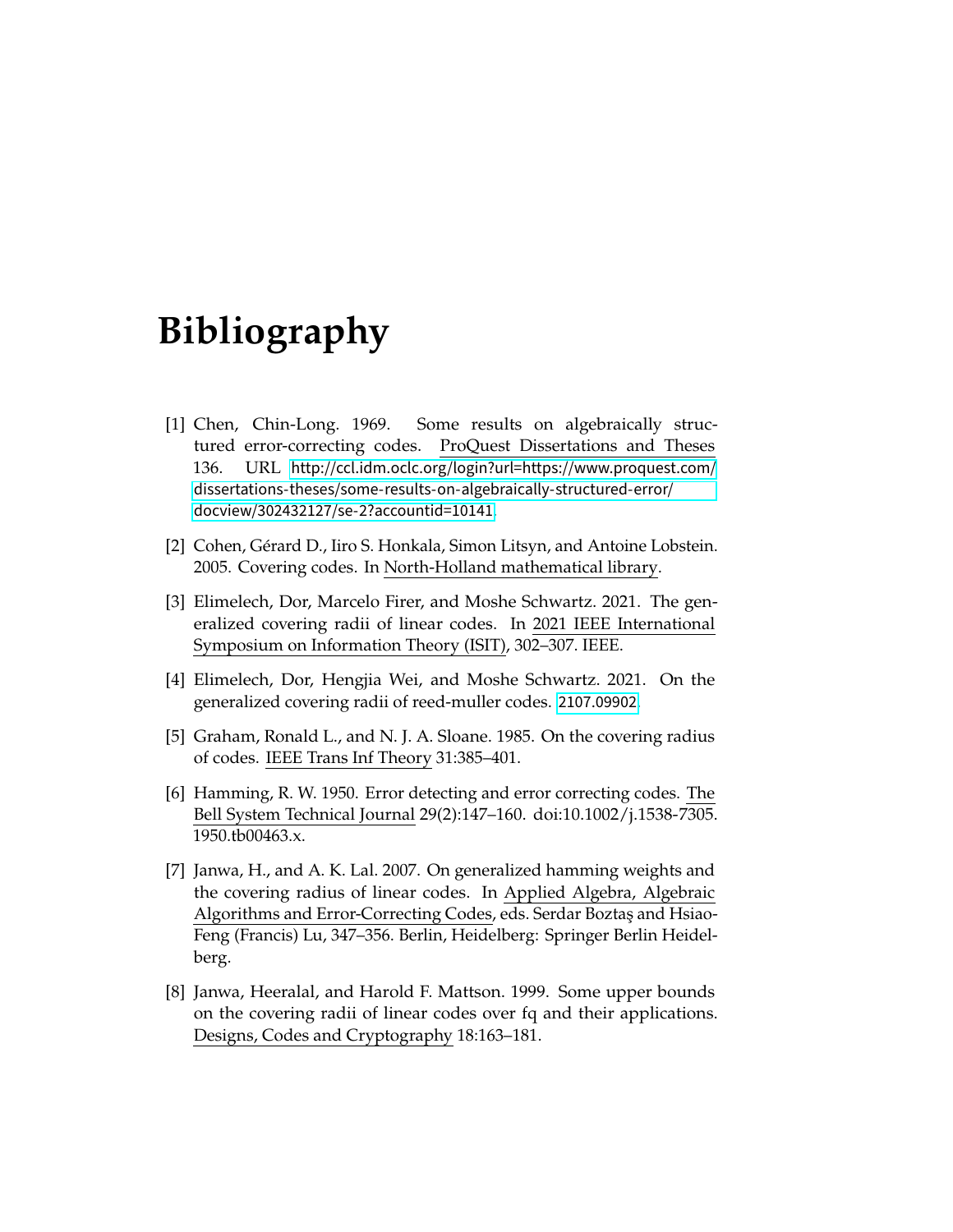# Bibliography

[1] Chen, Chin-Long. 1969. Some results on algebraically structured error-correcting codes. ProQuest Dissertations and Theses 136. URL http://ccl.idm.oclc.org/login?url=https://www.proquest.com/dissertations-theses/some-results-on-algebraically-structured-error/docview/302432127/se-2?accountid=10141.

[2] Cohen, Gérard D., Iiro S. Honkala, Simon Litsyn, and Antoine Lobstein. 2005. Covering codes. In North-Holland mathematical library.

[3] Elimelech, Dor, Marcelo Firer, and Moshe Schwartz. 2021. The generalized covering radii of linear codes. In 2021 IEEE International Symposium on Information Theory (ISIT), 302–307. IEEE.

[4] Elimelech, Dor, Hengjia Wei, and Moshe Schwartz. 2021. On the generalized covering radii of reed-muller codes. 2107.09902.

[5] Graham, Ronald L., and N. J. A. Sloane. 1985. On the covering radius of codes. IEEE Trans Inf Theory 31:385–401.

[6] Hamming, R. W. 1950. Error detecting and error correcting codes. The Bell System Technical Journal 29(2):147–160. doi:10.1002/j.1538-7305.1950.tb00463.x.

[7] Janwa, H., and A. K. Lal. 2007. On generalized hamming weights and the covering radius of linear codes. In Applied Algebra, Algebraic Algorithms and Error-Correcting Codes, eds. Serdar Boztaş and Hsiao-Feng (Francis) Lu, 347–356. Berlin, Heidelberg: Springer Berlin Heidelberg.

[8] Janwa, Heeralal, and Harold F. Mattson. 1999. Some upper bounds on the covering radii of linear codes over fq and their applications. Designs, Codes and Cryptography 18:163–181.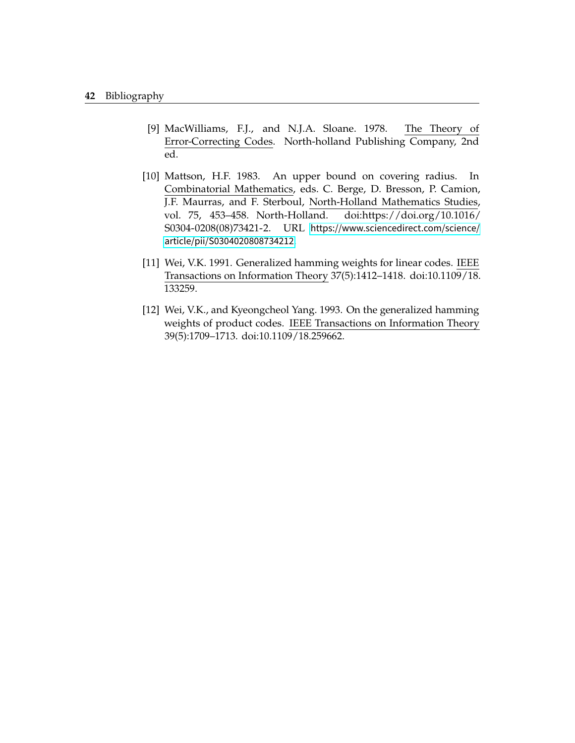[9] MacWilliams, F.J., and N.J.A. Sloane. 1978. The Theory of Error-Correcting Codes. North-holland Publishing Company, 2nd ed.

[10] Mattson, H.F. 1983. An upper bound on covering radius. In Combinatorial Mathematics, eds. C. Berge, D. Bresson, P. Camion, J.F. Maurras, and F. Sterboul, North-Holland Mathematics Studies, vol. 75, 453–458. North-Holland. doi:https://doi.org/10.1016/S0304-0208(08)73421-2. URL https://www.sciencedirect.com/science/article/pii/S0304020808734212

[11] Wei, V.K. 1991. Generalized hamming weights for linear codes. IEEE Transactions on Information Theory 37(5):1412–1418. doi:10.1109/18.133259.

[12] Wei, V.K., and Kyeongcheol Yang. 1993. On the generalized hamming weights of product codes. IEEE Transactions on Information Theory 39(5):1709–1713. doi:10.1109/18.259662.